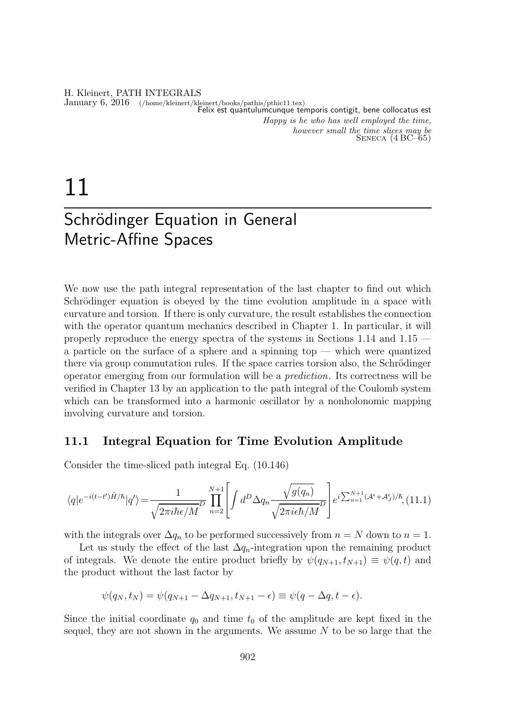Felix est quantulumcunque temporis contigit, bene collocatus est

*Happy is he who has well employed the time,*
*however small the time slices may be*
SENECA (4 BC–65)

# 11

# Schrödinger Equation in General Metric-Affine Spaces

We now use the path integral representation of the last chapter to find out which Schrödinger equation is obeyed by the time evolution amplitude in a space with curvature and torsion. If there is only curvature, the result establishes the connection with the operator quantum mechanics described in Chapter 1. In particular, it will properly reproduce the energy spectra of the systems in Sections 1.14 and 1.15 — a particle on the surface of a sphere and a spinning top — which were quantized there via group commutation rules. If the space carries torsion also, the Schrödinger operator emerging from our formulation will be a *prediction*. Its correctness will be verified in Chapter 13 by an application to the path integral of the Coulomb system which can be transformed into a harmonic oscillator by a nonholonomic mapping involving curvature and torsion.

## 11.1 Integral Equation for Time Evolution Amplitude

Consider the time-sliced path integral Eq. (10.146)

$$\langle q|e^{-i(t-t')\hat{H}/\hbar}|q'\rangle = \frac{1}{\sqrt{2\pi i\hbar\epsilon/M}^D}\prod_{n=2}^{N+1}\left[\int d^D\Delta q_n \frac{\sqrt{g(q_n)}}{\sqrt{2\pi i\epsilon\hbar/M}^D}\right]e^{i\sum_{n=1}^{N+1}(\mathcal{A}^\epsilon+\mathcal{A}_J^\epsilon)/\hbar}, \tag{11.1}$$

with the integrals over $\Delta q_n$ to be performed successively from $n = N$ down to $n = 1$.

Let us study the effect of the last $\Delta q_n$-integration upon the remaining product of integrals. We denote the entire product briefly by $\psi(q_{N+1}, t_{N+1}) \equiv \psi(q, t)$ and the product without the last factor by

$$\psi(q_N, t_N) = \psi(q_{N+1} - \Delta q_{N+1}, t_{N+1} - \epsilon) \equiv \psi(q - \Delta q, t - \epsilon).$$

Since the initial coordinate $q_0$ and time $t_0$ of the amplitude are kept fixed in the sequel, they are not shown in the arguments. We assume $N$ to be so large that the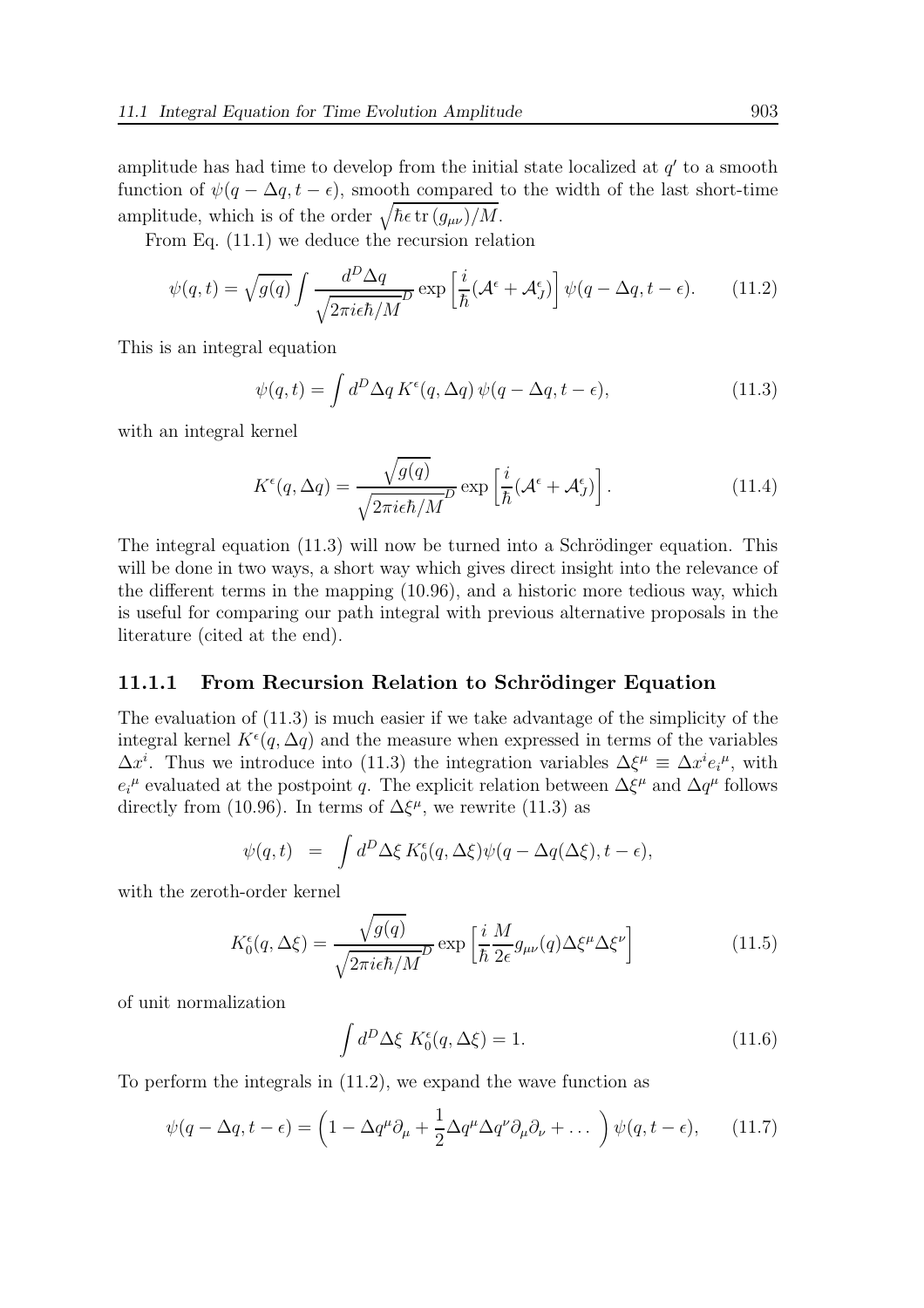amplitude has had time to develop from the initial state localized at $q'$ to a smooth function of $\psi(q - \Delta q, t - \epsilon)$, smooth compared to the width of the last short-time amplitude, which is of the order $\sqrt{\hbar\epsilon\,\mathrm{tr}\,(g_{\mu\nu})/M}$.

From Eq. (11.1) we deduce the recursion relation

$$\psi(q,t) = \sqrt{g(q)} \int \frac{d^D \Delta q}{\sqrt{2\pi i\epsilon\hbar/M}^D} \exp\left[\frac{i}{\hbar}(\mathcal{A}^\epsilon + \mathcal{A}_J^\epsilon)\right] \psi(q - \Delta q, t - \epsilon). \tag{11.2}$$

This is an integral equation

$$\psi(q,t) = \int d^D \Delta q \, K^\epsilon(q, \Delta q)\, \psi(q - \Delta q, t - \epsilon), \tag{11.3}$$

with an integral kernel

$$K^\epsilon(q, \Delta q) = \frac{\sqrt{g(q)}}{\sqrt{2\pi i\epsilon\hbar/M}^D} \exp\left[\frac{i}{\hbar}(\mathcal{A}^\epsilon + \mathcal{A}_J^\epsilon)\right]. \tag{11.4}$$

The integral equation (11.3) will now be turned into a Schrödinger equation. This will be done in two ways, a short way which gives direct insight into the relevance of the different terms in the mapping (10.96), and a historic more tedious way, which is useful for comparing our path integral with previous alternative proposals in the literature (cited at the end).

### 11.1.1 From Recursion Relation to Schrödinger Equation

The evaluation of (11.3) is much easier if we take advantage of the simplicity of the integral kernel $K^\epsilon(q, \Delta q)$ and the measure when expressed in terms of the variables $\Delta x^i$. Thus we introduce into (11.3) the integration variables $\Delta\xi^\mu \equiv \Delta x^i e_i{}^\mu$, with $e_i{}^\mu$ evaluated at the postpoint $q$. The explicit relation between $\Delta\xi^\mu$ and $\Delta q^\mu$ follows directly from (10.96). In terms of $\Delta\xi^\mu$, we rewrite (11.3) as

$$\psi(q,t) \;\; = \;\; \int d^D \Delta\xi \, K_0^\epsilon(q, \Delta\xi) \psi(q - \Delta q(\Delta\xi), t - \epsilon),$$

with the zeroth-order kernel

$$K_0^\epsilon(q, \Delta\xi) = \frac{\sqrt{g(q)}}{\sqrt{2\pi i\epsilon\hbar/M}^D} \exp\left[\frac{i}{\hbar}\frac{M}{2\epsilon} g_{\mu\nu}(q) \Delta\xi^\mu \Delta\xi^\nu\right] \tag{11.5}$$

of unit normalization

$$\int d^D \Delta\xi \;\, K_0^\epsilon(q, \Delta\xi) = 1. \tag{11.6}$$

To perform the integrals in (11.2), we expand the wave function as

$$\psi(q - \Delta q, t - \epsilon) = \left(1 - \Delta q^\mu \partial_\mu + \frac{1}{2}\Delta q^\mu \Delta q^\nu \partial_\mu \partial_\nu + \dots\,\right) \psi(q, t - \epsilon), \tag{11.7}$$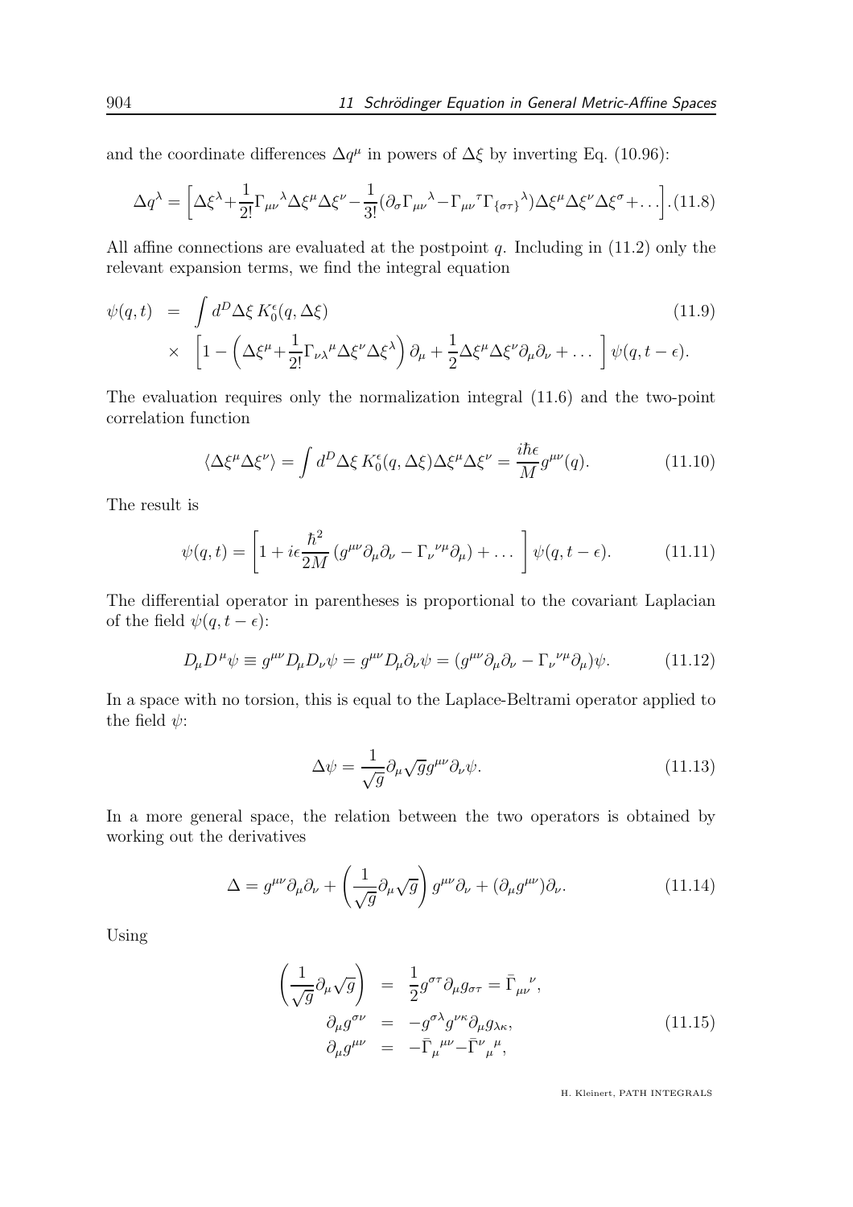and the coordinate differences $\Delta q^\mu$ in powers of $\Delta\xi$ by inverting Eq. (10.96):

$$\Delta q^\lambda = \left[\Delta\xi^\lambda + \frac{1}{2!}\Gamma_{\mu\nu}{}^\lambda \Delta\xi^\mu \Delta\xi^\nu - \frac{1}{3!}(\partial_\sigma \Gamma_{\mu\nu}{}^\lambda - \Gamma_{\mu\nu}{}^\tau \Gamma_{\{\sigma\tau\}}{}^\lambda)\Delta\xi^\mu\Delta\xi^\nu\Delta\xi^\sigma + \ldots\right]. \tag{11.8}$$

All affine connections are evaluated at the postpoint $q$. Including in (11.2) only the relevant expansion terms, we find the integral equation

$$\begin{aligned}\psi(q,t) &= \int d^D\Delta\xi\, K_0^\epsilon(q,\Delta\xi) \\ &\times \left[1 - \left(\Delta\xi^\mu + \frac{1}{2!}\Gamma_{\nu\lambda}{}^\mu \Delta\xi^\nu\Delta\xi^\lambda\right)\partial_\mu + \frac{1}{2}\Delta\xi^\mu\Delta\xi^\nu\partial_\mu\partial_\nu + \ldots\ \right]\psi(q,t-\epsilon).\end{aligned} \tag{11.9}$$

The evaluation requires only the normalization integral (11.6) and the two-point correlation function

$$\langle \Delta\xi^\mu \Delta\xi^\nu\rangle = \int d^D\Delta\xi\, K_0^\epsilon(q,\Delta\xi)\Delta\xi^\mu\Delta\xi^\nu = \frac{i\hbar\epsilon}{M}g^{\mu\nu}(q). \tag{11.10}$$

The result is

$$\psi(q,t) = \left[1 + i\epsilon\frac{\hbar^2}{2M}\left(g^{\mu\nu}\partial_\mu\partial_\nu - \Gamma_\nu{}^{\nu\mu}\partial_\mu\right) + \ldots\ \right]\psi(q,t-\epsilon). \tag{11.11}$$

The differential operator in parentheses is proportional to the covariant Laplacian of the field $\psi(q,t-\epsilon)$:

$$D_\mu D^\mu \psi \equiv g^{\mu\nu}D_\mu D_\nu\psi = g^{\mu\nu}D_\mu\partial_\nu\psi = (g^{\mu\nu}\partial_\mu\partial_\nu - \Gamma_\nu{}^{\nu\mu}\partial_\mu)\psi. \tag{11.12}$$

In a space with no torsion, this is equal to the Laplace-Beltrami operator applied to the field $\psi$:

$$\Delta\psi = \frac{1}{\sqrt{g}}\partial_\mu\sqrt{g}g^{\mu\nu}\partial_\nu\psi. \tag{11.13}$$

In a more general space, the relation between the two operators is obtained by working out the derivatives

$$\Delta = g^{\mu\nu}\partial_\mu\partial_\nu + \left(\frac{1}{\sqrt{g}}\partial_\mu\sqrt{g}\right)g^{\mu\nu}\partial_\nu + (\partial_\mu g^{\mu\nu})\partial_\nu. \tag{11.14}$$

Using

$$\begin{aligned}\left(\frac{1}{\sqrt{g}}\partial_\mu\sqrt{g}\right) &= \frac{1}{2}g^{\sigma\tau}\partial_\mu g_{\sigma\tau} = \bar{\Gamma}_{\mu\nu}{}^\nu, \\ \partial_\mu g^{\sigma\nu} &= -g^{\sigma\lambda}g^{\nu\kappa}\partial_\mu g_{\lambda\kappa}, \\ \partial_\mu g^{\mu\nu} &= -\bar{\Gamma}_\mu{}^{\mu\nu} - \bar{\Gamma}^\nu{}_\mu{}^\mu,\end{aligned} \tag{11.15}$$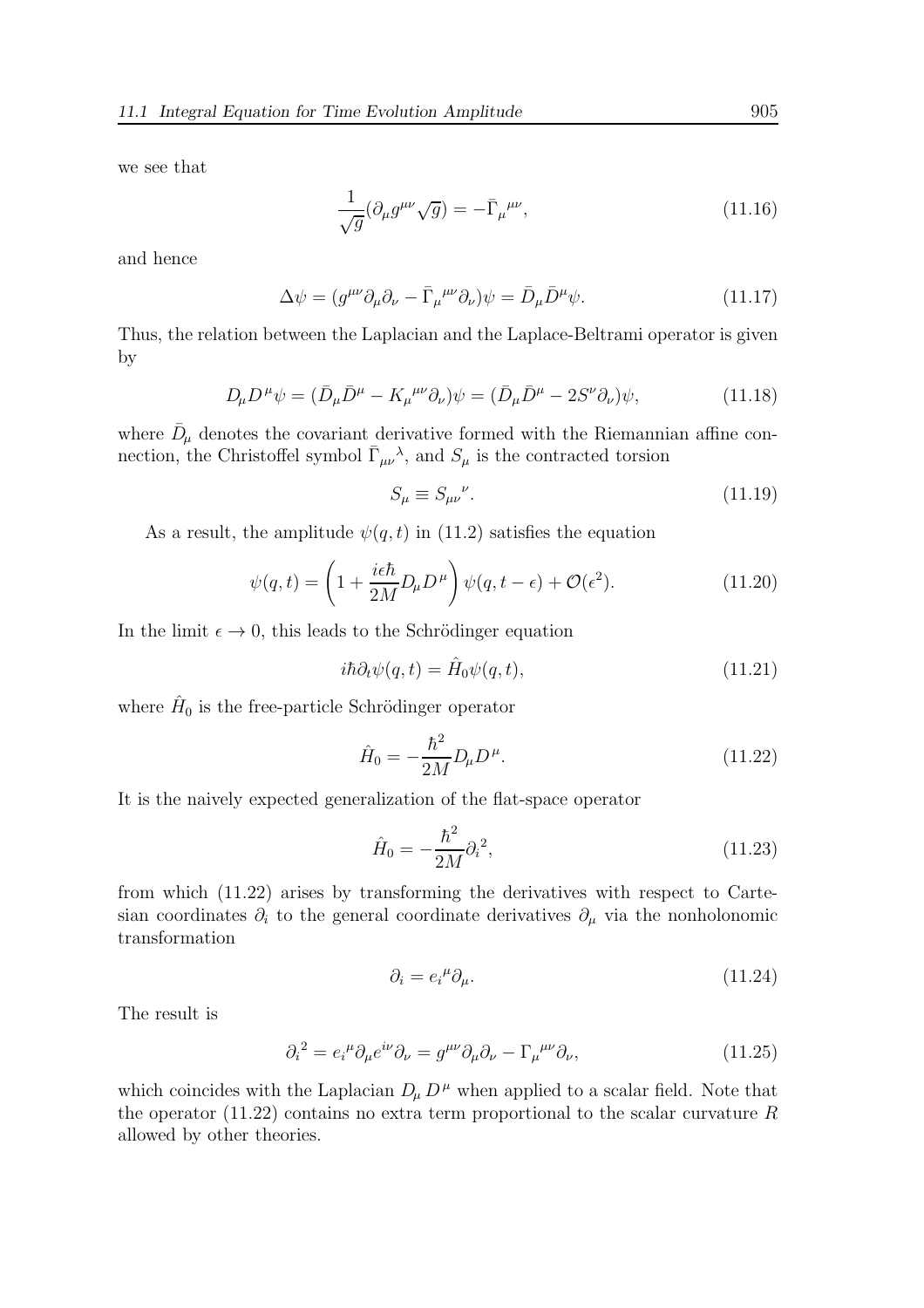we see that

$$\frac{1}{\sqrt{g}}(\partial_\mu g^{\mu\nu}\sqrt{g}) = -\bar{\Gamma}_\mu{}^{\mu\nu}, \tag{11.16}$$

and hence

$$\Delta\psi = (g^{\mu\nu}\partial_\mu\partial_\nu - \bar{\Gamma}_\mu{}^{\mu\nu}\partial_\nu)\psi = \bar{D}_\mu\bar{D}^\mu\psi. \tag{11.17}$$

Thus, the relation between the Laplacian and the Laplace-Beltrami operator is given by

$$D_\mu D^\mu\psi = (\bar{D}_\mu\bar{D}^\mu - K_\mu{}^{\mu\nu}\partial_\nu)\psi = (\bar{D}_\mu\bar{D}^\mu - 2S^\nu\partial_\nu)\psi, \tag{11.18}$$

where $\bar{D}_\mu$ denotes the covariant derivative formed with the Riemannian affine connection, the Christoffel symbol $\bar{\Gamma}_{\mu\nu}{}^\lambda$, and $S_\mu$ is the contracted torsion

$$S_\mu \equiv S_{\mu\nu}{}^\nu. \tag{11.19}$$

As a result, the amplitude $\psi(q,t)$ in (11.2) satisfies the equation

$$\psi(q,t) = \left(1 + \frac{i\epsilon\hbar}{2M}D_\mu D^\mu\right)\psi(q,t-\epsilon) + \mathcal{O}(\epsilon^2). \tag{11.20}$$

In the limit $\epsilon \to 0$, this leads to the Schrödinger equation

$$i\hbar\partial_t\psi(q,t) = \hat{H}_0\psi(q,t), \tag{11.21}$$

where $\hat{H}_0$ is the free-particle Schrödinger operator

$$\hat{H}_0 = -\frac{\hbar^2}{2M}D_\mu D^\mu. \tag{11.22}$$

It is the naively expected generalization of the flat-space operator

$$\hat{H}_0 = -\frac{\hbar^2}{2M}\partial_i{}^2, \tag{11.23}$$

from which (11.22) arises by transforming the derivatives with respect to Cartesian coordinates $\partial_i$ to the general coordinate derivatives $\partial_\mu$ via the nonholonomic transformation

$$\partial_i = e_i{}^\mu\partial_\mu. \tag{11.24}$$

The result is

$$\partial_i{}^2 = e_i{}^\mu\partial_\mu e^{i\nu}\partial_\nu = g^{\mu\nu}\partial_\mu\partial_\nu - \Gamma_\mu{}^{\mu\nu}\partial_\nu, \tag{11.25}$$

which coincides with the Laplacian $D_\mu D^\mu$ when applied to a scalar field. Note that the operator (11.22) contains no extra term proportional to the scalar curvature $R$ allowed by other theories.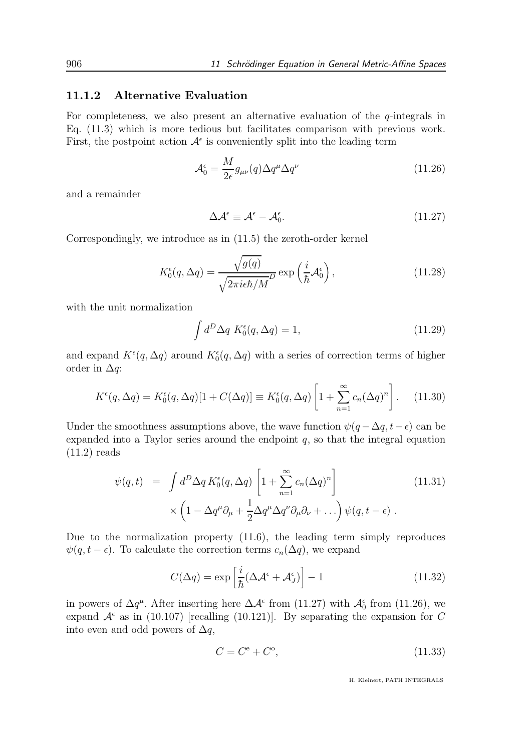### 11.1.2 Alternative Evaluation

For completeness, we also present an alternative evaluation of the $q$-integrals in Eq. (11.3) which is more tedious but facilitates comparison with previous work. First, the postpoint action $\mathcal{A}^\epsilon$ is conveniently split into the leading term

$$\mathcal{A}_0^\epsilon = \frac{M}{2\epsilon} g_{\mu\nu}(q) \Delta q^\mu \Delta q^\nu \tag{11.26}$$

and a remainder

$$\Delta \mathcal{A}^\epsilon \equiv \mathcal{A}^\epsilon - \mathcal{A}_0^\epsilon. \tag{11.27}$$

Correspondingly, we introduce as in (11.5) the zeroth-order kernel

$$K_0^\epsilon(q, \Delta q) = \frac{\sqrt{g(q)}}{\sqrt{2\pi i \epsilon \hbar / M}^D} \exp\left(\frac{i}{\hbar} \mathcal{A}_0^\epsilon\right), \tag{11.28}$$

with the unit normalization

$$\int d^D \Delta q \; K_0^\epsilon(q, \Delta q) = 1, \tag{11.29}$$

and expand $K^\epsilon(q, \Delta q)$ around $K_0^\epsilon(q, \Delta q)$ with a series of correction terms of higher order in $\Delta q$:

$$K^\epsilon(q, \Delta q) = K_0^\epsilon(q, \Delta q)[1 + C(\Delta q)] \equiv K_0^\epsilon(q, \Delta q) \left[1 + \sum_{n=1}^{\infty} c_n (\Delta q)^n\right]. \tag{11.30}$$

Under the smoothness assumptions above, the wave function $\psi(q - \Delta q, t - \epsilon)$ can be expanded into a Taylor series around the endpoint $q$, so that the integral equation (11.2) reads

$$\begin{aligned} \psi(q, t) &= \int d^D \Delta q \, K_0^\epsilon(q, \Delta q) \left[1 + \sum_{n=1}^{\infty} c_n (\Delta q)^n\right] \\ &\quad \times \left(1 - \Delta q^\mu \partial_\mu + \frac{1}{2} \Delta q^\mu \Delta q^\nu \partial_\mu \partial_\nu + \dots\right) \psi(q, t - \epsilon) \, . \end{aligned} \tag{11.31}$$

Due to the normalization property (11.6), the leading term simply reproduces $\psi(q, t - \epsilon)$. To calculate the correction terms $c_n(\Delta q)$, we expand

$$C(\Delta q) = \exp\left[\frac{i}{\hbar}(\Delta \mathcal{A}^\epsilon + \mathcal{A}_J^\epsilon)\right] - 1 \tag{11.32}$$

in powers of $\Delta q^\mu$. After inserting here $\Delta \mathcal{A}^\epsilon$ from (11.27) with $\mathcal{A}_0^\epsilon$ from (11.26), we expand $\mathcal{A}^\epsilon$ as in (10.107) [recalling (10.121)]. By separating the expansion for $C$ into even and odd powers of $\Delta q$,

$$C = C^{\text{e}} + C^{\text{o}}, \tag{11.33}$$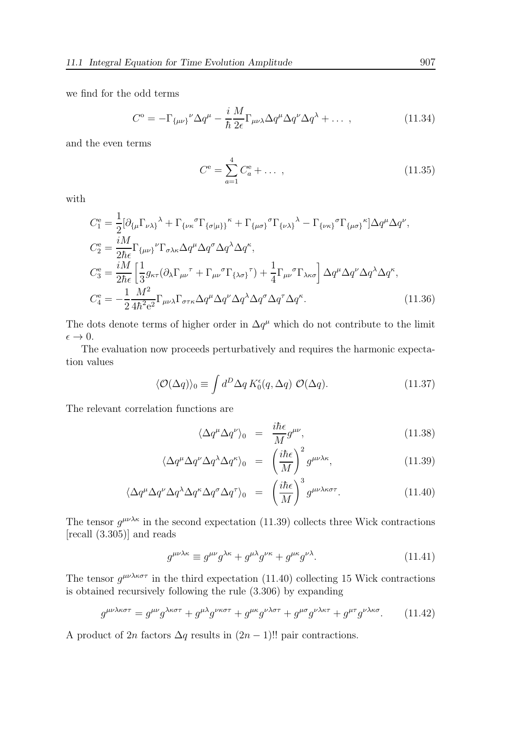we find for the odd terms

$$C^{\rm o} = -\Gamma_{\{\mu\nu\}}{}^{\nu}\Delta q^{\mu} - \frac{i}{\hbar}\frac{M}{2\epsilon}\Gamma_{\mu\nu\lambda}\Delta q^{\mu}\Delta q^{\nu}\Delta q^{\lambda} + \dots \,, \tag{11.34}$$

and the even terms

$$C^{\rm e} = \sum_{a=1}^{4} C^{\rm e}_a + \dots \,, \tag{11.35}$$

with

$$\begin{aligned}
C^{\rm e}_1 &= \frac{1}{2}[\partial_{\{\mu}\Gamma_{\nu\lambda\}}{}^{\lambda} + \Gamma_{\{\nu\kappa}{}^{\sigma}\Gamma_{\{\sigma|\mu\}\}}{}^{\kappa} + \Gamma_{\{\mu\sigma\}}{}^{\sigma}\Gamma_{\{\nu\lambda\}}{}^{\lambda} - \Gamma_{\{\nu\kappa\}}{}^{\sigma}\Gamma_{\{\mu\sigma\}}{}^{\kappa}]\Delta q^{\mu}\Delta q^{\nu}, \\
C^{\rm e}_2 &= \frac{iM}{2\hbar\epsilon}\Gamma_{\{\mu\nu\}}{}^{\nu}\Gamma_{\sigma\lambda\kappa}\Delta q^{\mu}\Delta q^{\sigma}\Delta q^{\lambda}\Delta q^{\kappa}, \\
C^{\rm e}_3 &= \frac{iM}{2\hbar\epsilon}\left[\frac{1}{3}g_{\kappa\tau}(\partial_{\lambda}\Gamma_{\mu\nu}{}^{\tau} + \Gamma_{\mu\nu}{}^{\sigma}\Gamma_{\{\lambda\sigma\}}{}^{\tau}) + \frac{1}{4}\Gamma_{\mu\nu}{}^{\sigma}\Gamma_{\lambda\kappa\sigma}\right]\Delta q^{\mu}\Delta q^{\nu}\Delta q^{\lambda}\Delta q^{\kappa}, \\
C^{\rm e}_4 &= -\frac{1}{2}\frac{M^2}{4\hbar^2{\rm e}^2}\Gamma_{\mu\nu\lambda}\Gamma_{\sigma\tau\kappa}\Delta q^{\mu}\Delta q^{\nu}\Delta q^{\lambda}\Delta q^{\sigma}\Delta q^{\tau}\Delta q^{\kappa}.
\end{aligned} \tag{11.36}$$

The dots denote terms of higher order in $\Delta q^{\mu}$ which do not contribute to the limit $\epsilon \to 0$.

The evaluation now proceeds perturbatively and requires the harmonic expectation values

$$\langle \mathcal{O}(\Delta q)\rangle_0 \equiv \int d^D\Delta q\, K_0^{\epsilon}(q,\Delta q)\ \mathcal{O}(\Delta q). \tag{11.37}$$

The relevant correlation functions are

$$\langle \Delta q^{\mu}\Delta q^{\nu}\rangle_0 \;=\; \frac{i\hbar\epsilon}{M}g^{\mu\nu}, \tag{11.38}$$

$$\langle \Delta q^{\mu}\Delta q^{\nu}\Delta q^{\lambda}\Delta q^{\kappa}\rangle_0 \;=\; \left(\frac{i\hbar\epsilon}{M}\right)^2 g^{\mu\nu\lambda\kappa}, \tag{11.39}$$

$$\langle \Delta q^{\mu}\Delta q^{\nu}\Delta q^{\lambda}\Delta q^{\kappa}\Delta q^{\sigma}\Delta q^{\tau}\rangle_0 \;=\; \left(\frac{i\hbar\epsilon}{M}\right)^3 g^{\mu\nu\lambda\kappa\sigma\tau}. \tag{11.40}$$

The tensor $g^{\mu\nu\lambda\kappa}$ in the second expectation (11.39) collects three Wick contractions [recall (3.305)] and reads

$$g^{\mu\nu\lambda\kappa} \equiv g^{\mu\nu}g^{\lambda\kappa} + g^{\mu\lambda}g^{\nu\kappa} + g^{\mu\kappa}g^{\nu\lambda}. \tag{11.41}$$

The tensor $g^{\mu\nu\lambda\kappa\sigma\tau}$ in the third expectation (11.40) collecting 15 Wick contractions is obtained recursively following the rule (3.306) by expanding

$$g^{\mu\nu\lambda\kappa\sigma\tau} = g^{\mu\nu}g^{\lambda\kappa\sigma\tau} + g^{\mu\lambda}g^{\nu\kappa\sigma\tau} + g^{\mu\kappa}g^{\nu\lambda\sigma\tau} + g^{\mu\sigma}g^{\nu\lambda\kappa\tau} + g^{\mu\tau}g^{\nu\lambda\kappa\sigma}. \tag{11.42}$$

A product of $2n$ factors $\Delta q$ results in $(2n-1)!!$ pair contractions.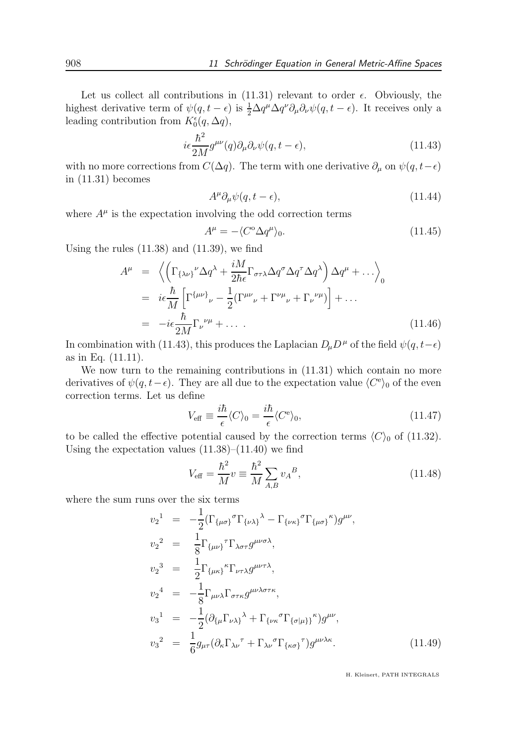Let us collect all contributions in (11.31) relevant to order $\epsilon$. Obviously, the highest derivative term of $\psi(q, t-\epsilon)$ is $\frac{1}{2}\Delta q^\mu \Delta q^\nu \partial_\mu \partial_\nu \psi(q, t-\epsilon)$. It receives only a leading contribution from $K_0^\epsilon(q, \Delta q)$,

$$i\epsilon \frac{\hbar^2}{2M} g^{\mu\nu}(q) \partial_\mu \partial_\nu \psi(q, t-\epsilon), \tag{11.43}$$

with no more corrections from $C(\Delta q)$. The term with one derivative $\partial_\mu$ on $\psi(q, t-\epsilon)$ in (11.31) becomes

$$A^\mu \partial_\mu \psi(q, t-\epsilon), \tag{11.44}$$

where $A^\mu$ is the expectation involving the odd correction terms

$$A^\mu = -\langle C^{\rm o} \Delta q^\mu \rangle_0. \tag{11.45}$$

Using the rules (11.38) and (11.39), we find

$$\begin{aligned}
A^\mu &= \left\langle \left( \Gamma_{\{\lambda\nu\}}{}^\nu \Delta q^\lambda + \frac{iM}{2\hbar\epsilon} \Gamma_{\sigma\tau\lambda} \Delta q^\sigma \Delta q^\tau \Delta q^\lambda \right) \Delta q^\mu + \ldots \right\rangle_0 \\
&= i\epsilon \frac{\hbar}{M} \left[ \Gamma^{\{\mu\nu\}}{}_\nu - \frac{1}{2}(\Gamma^{\mu\nu}{}_\nu + \Gamma^{\nu\mu}{}_\nu + \Gamma_\nu{}^{\nu\mu}) \right] + \ldots \\
&= -i\epsilon \frac{\hbar}{2M} \Gamma_\nu{}^{\nu\mu} + \ldots \ .
\end{aligned} \tag{11.46}$$

In combination with (11.43), this produces the Laplacian $D_\mu D^\mu$ of the field $\psi(q, t-\epsilon)$ as in Eq. (11.11).

We now turn to the remaining contributions in (11.31) which contain no more derivatives of $\psi(q, t-\epsilon)$. They are all due to the expectation value $\langle C^{\rm e} \rangle_0$ of the even correction terms. Let us define

$$V_{\rm eff} \equiv \frac{i\hbar}{\epsilon} \langle C \rangle_0 = \frac{i\hbar}{\epsilon} \langle C^{\rm e} \rangle_0, \tag{11.47}$$

to be called the effective potential caused by the correction terms $\langle C \rangle_0$ of (11.32). Using the expectation values (11.38)–(11.40) we find

$$V_{\rm eff} = \frac{\hbar^2}{M} v \equiv \frac{\hbar^2}{M} \sum_{A,B} v_A{}^B, \tag{11.48}$$

where the sum runs over the six terms

$$\begin{aligned}
v_2{}^1 &= -\frac{1}{2}(\Gamma_{\{\mu\sigma\}}{}^\sigma \Gamma_{\{\nu\lambda\}}{}^\lambda - \Gamma_{\{\nu\kappa\}}{}^\sigma \Gamma_{\{\mu\sigma\}}{}^\kappa) g^{\mu\nu}, \\
v_2{}^2 &= \frac{1}{8} \Gamma_{\{\mu\nu\}}{}^\tau \Gamma_{\lambda\sigma\tau} g^{\mu\nu\sigma\lambda}, \\
v_2{}^3 &= \frac{1}{2} \Gamma_{\{\mu\kappa\}}{}^\kappa \Gamma_{\nu\tau\lambda} g^{\mu\nu\tau\lambda}, \\
v_2{}^4 &= -\frac{1}{8} \Gamma_{\mu\nu\lambda} \Gamma_{\sigma\tau\kappa} g^{\mu\nu\lambda\sigma\tau\kappa}, \\
v_3{}^1 &= -\frac{1}{2}(\partial_{\{\mu} \Gamma_{\nu\lambda\}}{}^\lambda + \Gamma_{\{\nu\kappa}{}^\sigma \Gamma_{\{\sigma|\mu\}\}}{}^\kappa) g^{\mu\nu}, \\
v_3{}^2 &= \frac{1}{6} g_{\mu\tau} (\partial_\kappa \Gamma_{\lambda\nu}{}^\tau + \Gamma_{\lambda\nu}{}^\sigma \Gamma_{\{\kappa\sigma\}}{}^\tau) g^{\mu\nu\lambda\kappa}.
\end{aligned} \tag{11.49}$$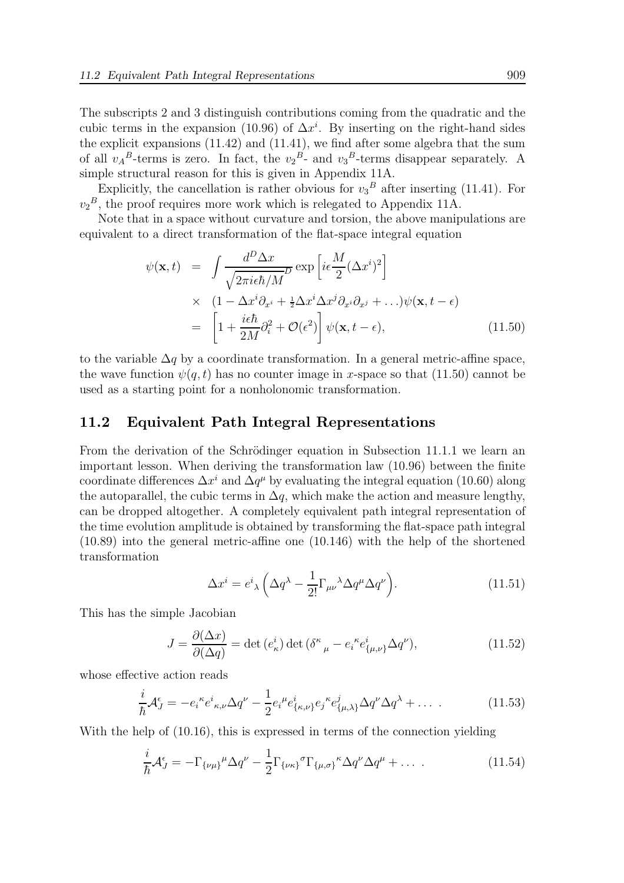The subscripts 2 and 3 distinguish contributions coming from the quadratic and the cubic terms in the expansion (10.96) of $\Delta x^i$. By inserting on the right-hand sides the explicit expansions (11.42) and (11.41), we find after some algebra that the sum of all ${v_A}^B$-terms is zero. In fact, the ${v_2}^B$- and ${v_3}^B$-terms disappear separately. A simple structural reason for this is given in Appendix 11A.

Explicitly, the cancellation is rather obvious for ${v_3}^B$ after inserting (11.41). For ${v_2}^B$, the proof requires more work which is relegated to Appendix 11A.

Note that in a space without curvature and torsion, the above manipulations are equivalent to a direct transformation of the flat-space integral equation

$$
\begin{aligned}
\psi(\mathbf{x},t) &= \int \frac{d^D\Delta x}{\sqrt{2\pi i\epsilon\hbar/M}^D} \exp\left[i\epsilon\frac{M}{2}(\Delta x^i)^2\right] \\
&\times \left(1 - \Delta x^i\partial_{x^i} + \tfrac{1}{2}\Delta x^i\Delta x^j\partial_{x^i}\partial_{x^j} + \ldots\right)\psi(\mathbf{x},t-\epsilon) \\
&= \left[1 + \frac{i\epsilon\hbar}{2M}\partial_i^2 + \mathcal{O}(\epsilon^2)\right]\psi(\mathbf{x},t-\epsilon), \qquad (11.50)
\end{aligned}
$$

to the variable $\Delta q$ by a coordinate transformation. In a general metric-affine space, the wave function $\psi(q,t)$ has no counter image in $x$-space so that (11.50) cannot be used as a starting point for a nonholonomic transformation.

## 11.2 Equivalent Path Integral Representations

From the derivation of the Schrödinger equation in Subsection 11.1.1 we learn an important lesson. When deriving the transformation law (10.96) between the finite coordinate differences $\Delta x^i$ and $\Delta q^\mu$ by evaluating the integral equation (10.60) along the autoparallel, the cubic terms in $\Delta q$, which make the action and measure lengthy, can be dropped altogether. A completely equivalent path integral representation of the time evolution amplitude is obtained by transforming the flat-space path integral (10.89) into the general metric-affine one (10.146) with the help of the shortened transformation

$$
\Delta x^i = {e^i}_\lambda\left(\Delta q^\lambda - \frac{1}{2!}{\Gamma_{\mu\nu}}^\lambda\Delta q^\mu\Delta q^\nu\right). \qquad (11.51)
$$

This has the simple Jacobian

$$
J = \frac{\partial(\Delta x)}{\partial(\Delta q)} = \det\left(e^i_\kappa\right)\det\left({\delta^\kappa}_\mu - {e_i}^\kappa e^i_{\{\mu,\nu\}}\Delta q^\nu\right), \qquad (11.52)
$$

whose effective action reads

$$
\frac{i}{\hbar}\mathcal{A}_J^\epsilon = -{e_i}^\kappa {e^i}_{\kappa,\nu}\Delta q^\nu - \frac{1}{2}{e_i}^\mu e^i_{\{\kappa,\nu\}}{e_j}^\kappa e^j_{\{\mu,\lambda\}}\Delta q^\nu\Delta q^\lambda + \ldots\ . \qquad (11.53)
$$

With the help of (10.16), this is expressed in terms of the connection yielding

$$
\frac{i}{\hbar}\mathcal{A}_J^\epsilon = -{\Gamma_{\{\nu\mu\}}}^\mu\Delta q^\nu - \frac{1}{2}{\Gamma_{\{\nu\kappa\}}}^\sigma{\Gamma_{\{\mu,\sigma\}}}^\kappa\Delta q^\nu\Delta q^\mu + \ldots\ . \qquad (11.54)
$$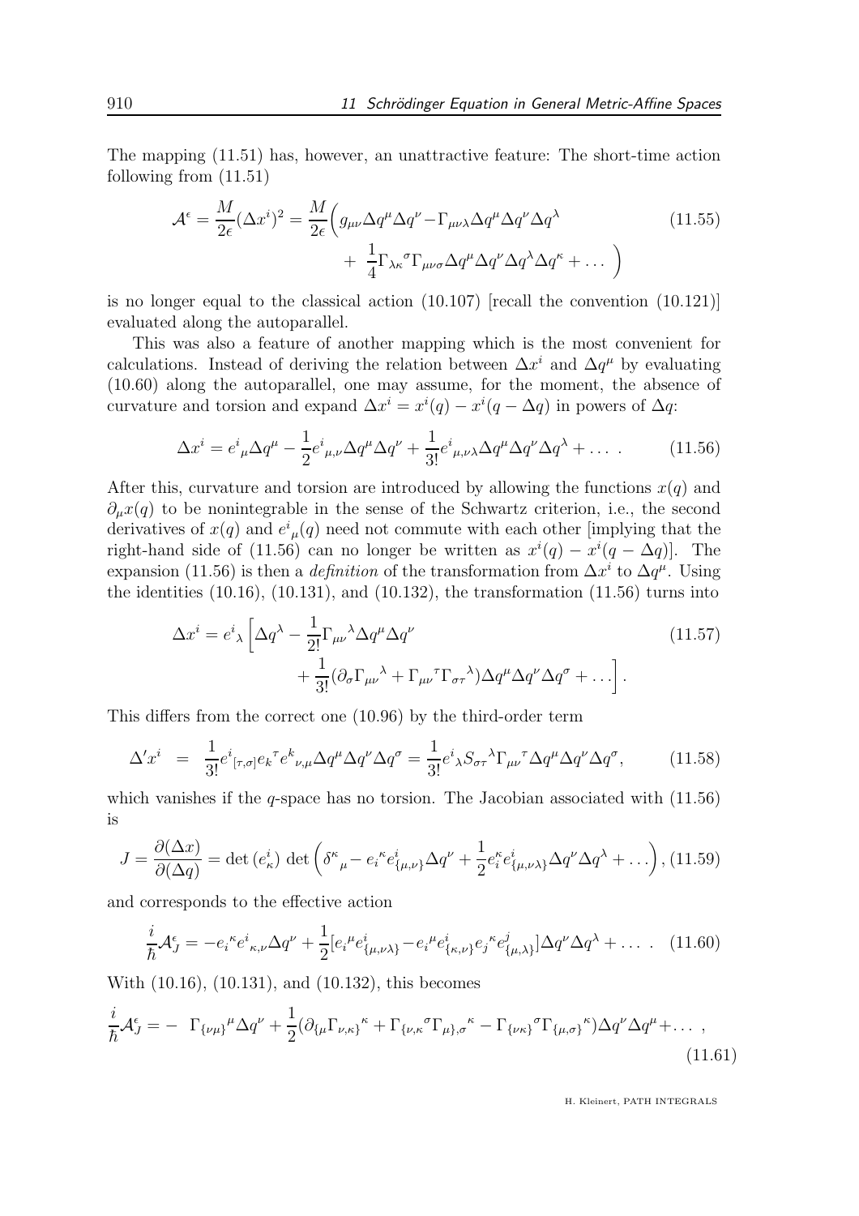The mapping (11.51) has, however, an unattractive feature: The short-time action following from (11.51)

$$
\mathcal{A}^{\epsilon} = \frac{M}{2\epsilon}(\Delta x^i)^2 = \frac{M}{2\epsilon}\Big( g_{\mu\nu}\Delta q^\mu \Delta q^\nu - \Gamma_{\mu\nu\lambda}\Delta q^\mu \Delta q^\nu \Delta q^\lambda + \frac{1}{4}\Gamma_{\lambda\kappa}{}^{\sigma}\Gamma_{\mu\nu\sigma}\Delta q^\mu \Delta q^\nu \Delta q^\lambda \Delta q^\kappa + \dots \Big) \tag{11.55}
$$

is no longer equal to the classical action (10.107) [recall the convention (10.121)] evaluated along the autoparallel.

This was also a feature of another mapping which is the most convenient for calculations. Instead of deriving the relation between $\Delta x^i$ and $\Delta q^\mu$ by evaluating (10.60) along the autoparallel, one may assume, for the moment, the absence of curvature and torsion and expand $\Delta x^i = x^i(q) - x^i(q - \Delta q)$ in powers of $\Delta q$:

$$
\Delta x^i = e^i{}_\mu \Delta q^\mu - \frac{1}{2} e^i{}_{\mu,\nu}\Delta q^\mu \Delta q^\nu + \frac{1}{3!} e^i{}_{\mu,\nu\lambda}\Delta q^\mu \Delta q^\nu \Delta q^\lambda + \dots \, . \tag{11.56}
$$

After this, curvature and torsion are introduced by allowing the functions $x(q)$ and $\partial_\mu x(q)$ to be nonintegrable in the sense of the Schwartz criterion, i.e., the second derivatives of $x(q)$ and $e^i{}_\mu(q)$ need not commute with each other [implying that the right-hand side of (11.56) can no longer be written as $x^i(q) - x^i(q - \Delta q)$]. The expansion (11.56) is then a *definition* of the transformation from $\Delta x^i$ to $\Delta q^\mu$. Using the identities (10.16), (10.131), and (10.132), the transformation (11.56) turns into

$$
\Delta x^i = e^i{}_\lambda \Big[ \Delta q^\lambda - \frac{1}{2!}\Gamma_{\mu\nu}{}^{\lambda}\Delta q^\mu \Delta q^\nu + \frac{1}{3!}(\partial_\sigma \Gamma_{\mu\nu}{}^{\lambda} + \Gamma_{\mu\nu}{}^{\tau}\Gamma_{\sigma\tau}{}^{\lambda})\Delta q^\mu \Delta q^\nu \Delta q^\sigma + \dots \Big]. \tag{11.57}
$$

This differs from the correct one (10.96) by the third-order term

$$
\Delta' x^i = \frac{1}{3!} e^i{}_{[\tau,\sigma]} e_k{}^{\tau} e^k{}_{\nu,\mu}\Delta q^\mu \Delta q^\nu \Delta q^\sigma = \frac{1}{3!} e^i{}_\lambda S_{\sigma\tau}{}^{\lambda}\Gamma_{\mu\nu}{}^{\tau}\Delta q^\mu \Delta q^\nu \Delta q^\sigma, \tag{11.58}
$$

which vanishes if the $q$-space has no torsion. The Jacobian associated with (11.56) is

$$
J = \frac{\partial(\Delta x)}{\partial(\Delta q)} = \det(e^i_\kappa)\, \det\Big( \delta^\kappa{}_\mu - e_i{}^\kappa e^i_{\{\mu,\nu\}}\Delta q^\nu + \frac{1}{2} e^\kappa_i e^i_{\{\mu,\nu\lambda\}}\Delta q^\nu \Delta q^\lambda + \dots \Big), \tag{11.59}
$$

and corresponds to the effective action

$$
\frac{i}{\hbar}\mathcal{A}^{\epsilon}_J = -e_i{}^\kappa e^i{}_{\kappa,\nu}\Delta q^\nu + \frac{1}{2}[e_i{}^\mu e^i_{\{\mu,\nu\lambda\}} - e_i{}^\mu e^i_{\{\kappa,\nu\}} e_j{}^\kappa e^j_{\{\mu,\lambda\}}]\Delta q^\nu \Delta q^\lambda + \dots \, . \tag{11.60}
$$

With (10.16), (10.131), and (10.132), this becomes

$$
\frac{i}{\hbar}\mathcal{A}^{\epsilon}_J = -\ \Gamma_{\{\nu\mu\}}{}^{\mu}\Delta q^\nu + \frac{1}{2}(\partial_{\{\mu}\Gamma_{\nu,\kappa\}}{}^{\kappa} + \Gamma_{\{\nu,\kappa}{}^{\sigma}\Gamma_{\mu\},\sigma}{}^{\kappa} - \Gamma_{\{\nu\kappa\}}{}^{\sigma}\Gamma_{\{\mu,\sigma\}}{}^{\kappa})\Delta q^\nu \Delta q^\mu + \dots \, , \tag{11.61}
$$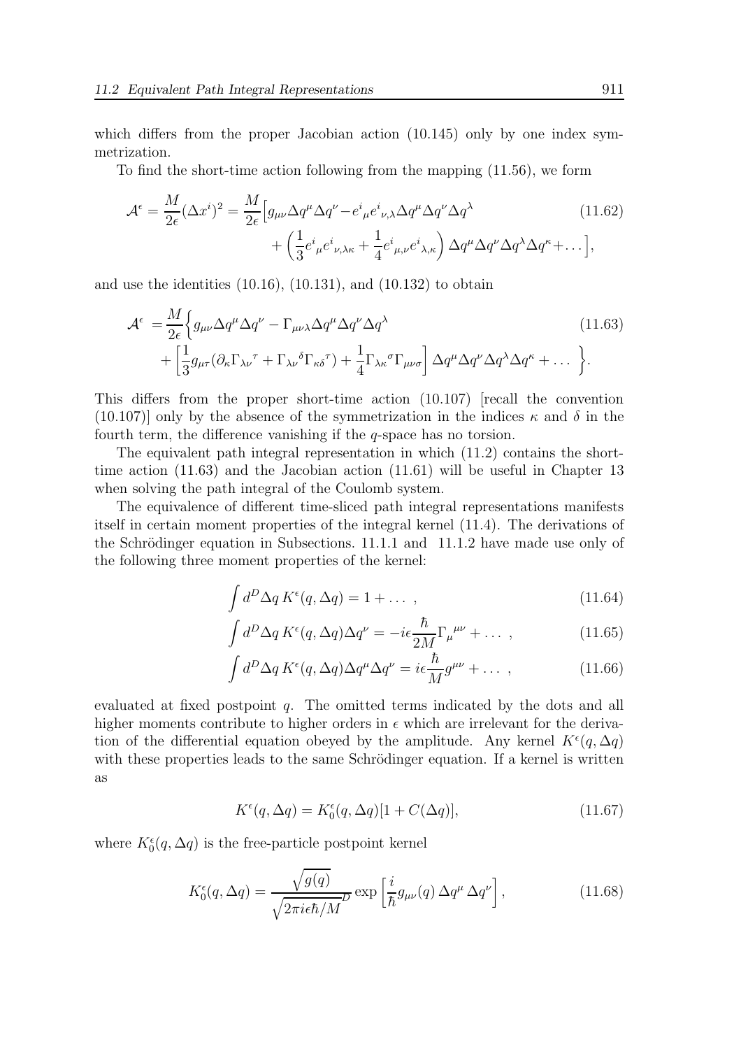which differs from the proper Jacobian action (10.145) only by one index symmetrization.

To find the short-time action following from the mapping (11.56), we form

$$
\mathcal{A}^\epsilon = \frac{M}{2\epsilon}(\Delta x^i)^2 = \frac{M}{2\epsilon}\Big[g_{\mu\nu}\Delta q^\mu \Delta q^\nu - e^i{}_\mu e^i{}_{\nu,\lambda}\Delta q^\mu \Delta q^\nu \Delta q^\lambda + \left(\frac{1}{3}e^i{}_\mu e^i{}_{\nu,\lambda\kappa} + \frac{1}{4}e^i{}_{\mu,\nu}e^i{}_{\lambda,\kappa}\right)\Delta q^\mu \Delta q^\nu \Delta q^\lambda \Delta q^\kappa + \dots\Big], \tag{11.62}
$$

and use the identities (10.16), (10.131), and (10.132) to obtain

$$
\mathcal{A}^\epsilon = \frac{M}{2\epsilon}\Big\{g_{\mu\nu}\Delta q^\mu \Delta q^\nu - \Gamma_{\mu\nu\lambda}\Delta q^\mu \Delta q^\nu \Delta q^\lambda + \left[\frac{1}{3}g_{\mu\tau}(\partial_\kappa \Gamma_{\lambda\nu}{}^\tau + \Gamma_{\lambda\nu}{}^\delta \Gamma_{\kappa\delta}{}^\tau) + \frac{1}{4}\Gamma_{\lambda\kappa}{}^\sigma \Gamma_{\mu\nu\sigma}\right]\Delta q^\mu \Delta q^\nu \Delta q^\lambda \Delta q^\kappa + \dots\Big\}. \tag{11.63}
$$

This differs from the proper short-time action (10.107) [recall the convention (10.107)] only by the absence of the symmetrization in the indices $\kappa$ and $\delta$ in the fourth term, the difference vanishing if the $q$-space has no torsion.

The equivalent path integral representation in which (11.2) contains the short-time action (11.63) and the Jacobian action (11.61) will be useful in Chapter 13 when solving the path integral of the Coulomb system.

The equivalence of different time-sliced path integral representations manifests itself in certain moment properties of the integral kernel (11.4). The derivations of the Schrödinger equation in Subsections. 11.1.1 and 11.1.2 have made use only of the following three moment properties of the kernel:

$$
\int d^D\Delta q\, K^\epsilon(q,\Delta q) = 1 + \dots\ , \tag{11.64}
$$

$$
\int d^D\Delta q\, K^\epsilon(q,\Delta q)\Delta q^\nu = -i\epsilon\frac{\hbar}{2M}\Gamma_\mu{}^{\mu\nu} + \dots\ , \tag{11.65}
$$

$$
\int d^D\Delta q\, K^\epsilon(q,\Delta q)\Delta q^\mu \Delta q^\nu = i\epsilon\frac{\hbar}{M}g^{\mu\nu} + \dots\ , \tag{11.66}
$$

evaluated at fixed postpoint $q$. The omitted terms indicated by the dots and all higher moments contribute to higher orders in $\epsilon$ which are irrelevant for the derivation of the differential equation obeyed by the amplitude. Any kernel $K^\epsilon(q,\Delta q)$ with these properties leads to the same Schrödinger equation. If a kernel is written as

$$
K^\epsilon(q,\Delta q) = K_0^\epsilon(q,\Delta q)[1 + C(\Delta q)], \tag{11.67}
$$

where $K_0^\epsilon(q,\Delta q)$ is the free-particle postpoint kernel

$$
K_0^\epsilon(q,\Delta q) = \frac{\sqrt{g(q)}}{\sqrt{2\pi i\epsilon\hbar/M}^D}\exp\left[\frac{i}{\hbar}g_{\mu\nu}(q)\,\Delta q^\mu\,\Delta q^\nu\right], \tag{11.68}
$$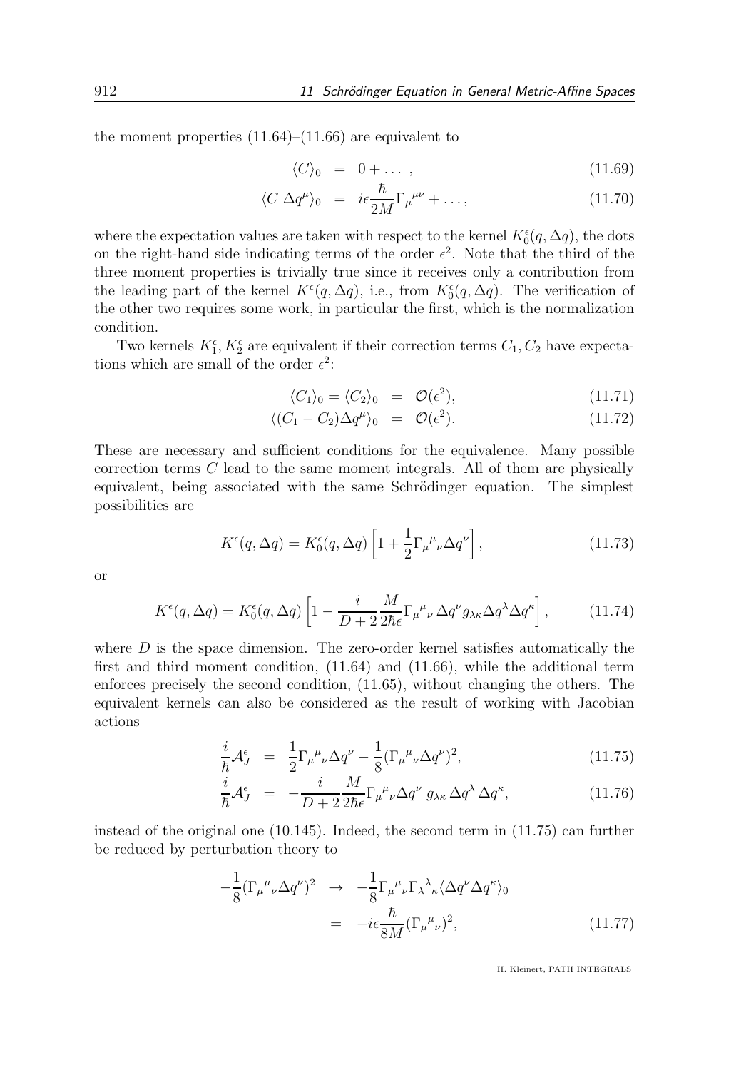the moment properties (11.64)–(11.66) are equivalent to

$$
\begin{aligned}
\langle C \rangle_0 &= 0 + \dots \,, && (11.69) \\
\langle C \, \Delta q^\mu \rangle_0 &= i\epsilon \frac{\hbar}{2M} \Gamma_\mu{}^{\mu\nu} + \dots, && (11.70)
\end{aligned}
$$

where the expectation values are taken with respect to the kernel $K_0^\epsilon(q, \Delta q)$, the dots on the right-hand side indicating terms of the order $\epsilon^2$. Note that the third of the three moment properties is trivially true since it receives only a contribution from the leading part of the kernel $K^\epsilon(q, \Delta q)$, i.e., from $K_0^\epsilon(q, \Delta q)$. The verification of the other two requires some work, in particular the first, which is the normalization condition.

Two kernels $K_1^\epsilon, K_2^\epsilon$ are equivalent if their correction terms $C_1, C_2$ have expectations which are small of the order $\epsilon^2$:

$$
\begin{aligned}
\langle C_1 \rangle_0 = \langle C_2 \rangle_0 &= \mathcal{O}(\epsilon^2), && (11.71) \\
\langle (C_1 - C_2) \Delta q^\mu \rangle_0 &= \mathcal{O}(\epsilon^2). && (11.72)
\end{aligned}
$$

These are necessary and sufficient conditions for the equivalence. Many possible correction terms $C$ lead to the same moment integrals. All of them are physically equivalent, being associated with the same Schrödinger equation. The simplest possibilities are

$$
K^\epsilon(q, \Delta q) = K_0^\epsilon(q, \Delta q) \left[ 1 + \frac{1}{2} \Gamma_\mu{}^\mu{}_\nu \Delta q^\nu \right], \tag{11.73}
$$

or

$$
K^\epsilon(q, \Delta q) = K_0^\epsilon(q, \Delta q) \left[ 1 - \frac{i}{D+2} \frac{M}{2\hbar\epsilon} \Gamma_\mu{}^\mu{}_\nu \, \Delta q^\nu g_{\lambda\kappa} \Delta q^\lambda \Delta q^\kappa \right], \tag{11.74}
$$

where $D$ is the space dimension. The zero-order kernel satisfies automatically the first and third moment condition, (11.64) and (11.66), while the additional term enforces precisely the second condition, (11.65), without changing the others. The equivalent kernels can also be considered as the result of working with Jacobian actions

$$
\begin{aligned}
\frac{i}{\hbar} \mathcal{A}_J^\epsilon &= \frac{1}{2} \Gamma_\mu{}^\mu{}_\nu \Delta q^\nu - \frac{1}{8} (\Gamma_\mu{}^\mu{}_\nu \Delta q^\nu)^2, && (11.75) \\
\frac{i}{\hbar} \mathcal{A}_J^\epsilon &= -\frac{i}{D+2} \frac{M}{2\hbar\epsilon} \Gamma_\mu{}^\mu{}_\nu \Delta q^\nu \, g_{\lambda\kappa} \, \Delta q^\lambda \, \Delta q^\kappa, && (11.76)
\end{aligned}
$$

instead of the original one (10.145). Indeed, the second term in (11.75) can further be reduced by perturbation theory to

$$
\begin{aligned}
-\frac{1}{8} (\Gamma_\mu{}^\mu{}_\nu \Delta q^\nu)^2 &\to -\frac{1}{8} \Gamma_\mu{}^\mu{}_\nu \Gamma_\lambda{}^\lambda{}_\kappa \langle \Delta q^\nu \Delta q^\kappa \rangle_0 \\
&= -i\epsilon \frac{\hbar}{8M} (\Gamma_\mu{}^\mu{}_\nu)^2, && (11.77)
\end{aligned}
$$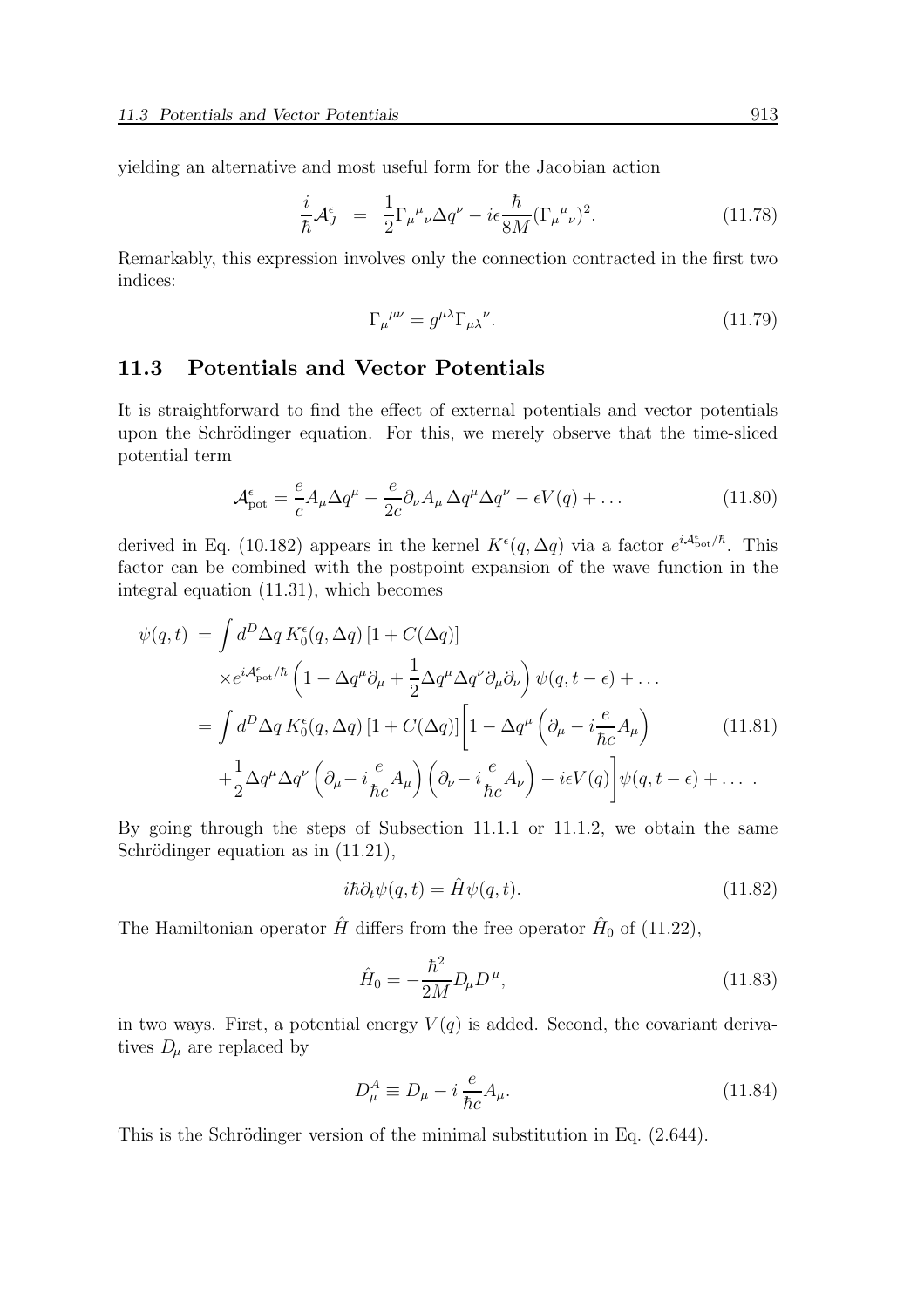yielding an alternative and most useful form for the Jacobian action

$$\frac{i}{\hbar}\mathcal{A}_J^\epsilon \;=\; \frac{1}{2}\Gamma_\mu{}^\mu{}_\nu \Delta q^\nu - i\epsilon\frac{\hbar}{8M}(\Gamma_\mu{}^\mu{}_\nu)^2. \tag{11.78}$$

Remarkably, this expression involves only the connection contracted in the first two indices:

$$\Gamma_\mu{}^{\mu\nu} = g^{\mu\lambda}\Gamma_{\mu\lambda}{}^\nu. \tag{11.79}$$

## 11.3 Potentials and Vector Potentials

It is straightforward to find the effect of external potentials and vector potentials upon the Schrödinger equation. For this, we merely observe that the time-sliced potential term

$$\mathcal{A}_{\text{pot}}^\epsilon = \frac{e}{c}A_\mu \Delta q^\mu - \frac{e}{2c}\partial_\nu A_\mu \, \Delta q^\mu \Delta q^\nu - \epsilon V(q) + \ldots \tag{11.80}$$

derived in Eq. (10.182) appears in the kernel $K^\epsilon(q, \Delta q)$ via a factor $e^{i\mathcal{A}_{\text{pot}}^\epsilon/\hbar}$. This factor can be combined with the postpoint expansion of the wave function in the integral equation (11.31), which becomes

$$\begin{aligned}
\psi(q,t) \;&=\; \int d^D\Delta q \, K_0^\epsilon(q,\Delta q)\,[1 + C(\Delta q)] \\
&\quad\times e^{i\mathcal{A}_{\text{pot}}^\epsilon/\hbar}\left(1 - \Delta q^\mu \partial_\mu + \frac{1}{2}\Delta q^\mu \Delta q^\nu \partial_\mu \partial_\nu\right)\psi(q, t-\epsilon) + \ldots \\
&= \int d^D\Delta q \, K_0^\epsilon(q,\Delta q)\,[1 + C(\Delta q)]\bigg[1 - \Delta q^\mu\left(\partial_\mu - i\frac{e}{\hbar c}A_\mu\right) \\
&\quad + \frac{1}{2}\Delta q^\mu \Delta q^\nu \left(\partial_\mu - i\frac{e}{\hbar c}A_\mu\right)\left(\partial_\nu - i\frac{e}{\hbar c}A_\nu\right) - i\epsilon V(q)\bigg]\psi(q,t-\epsilon) + \ldots \;.
\end{aligned} \tag{11.81}$$

By going through the steps of Subsection 11.1.1 or 11.1.2, we obtain the same Schrödinger equation as in (11.21),

$$i\hbar\partial_t \psi(q,t) = \hat{H}\psi(q,t). \tag{11.82}$$

The Hamiltonian operator $\hat{H}$ differs from the free operator $\hat{H}_0$ of (11.22),

$$\hat{H}_0 = -\frac{\hbar^2}{2M}D_\mu D^\mu, \tag{11.83}$$

in two ways. First, a potential energy $V(q)$ is added. Second, the covariant derivatives $D_\mu$ are replaced by

$$D_\mu^A \equiv D_\mu - i\,\frac{e}{\hbar c}A_\mu. \tag{11.84}$$

This is the Schrödinger version of the minimal substitution in Eq. (2.644).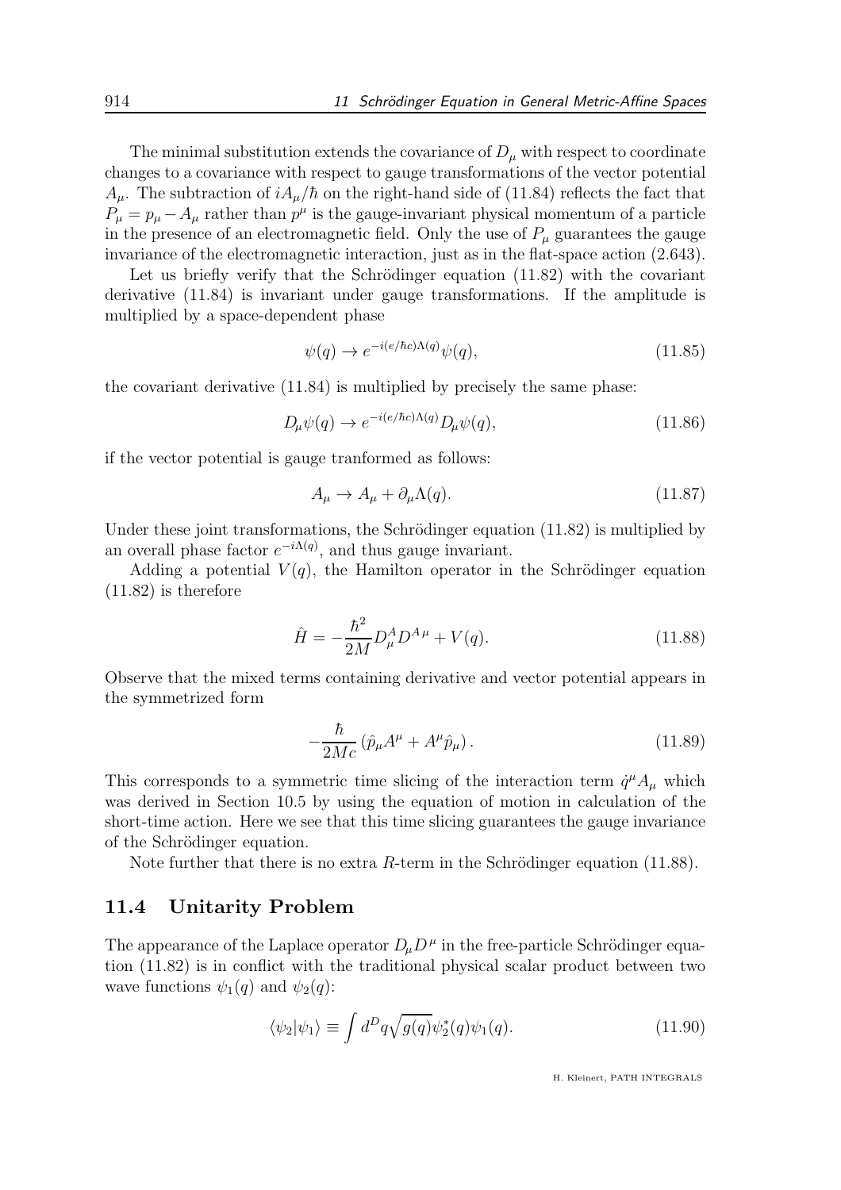The minimal substitution extends the covariance of $D_\mu$ with respect to coordinate changes to a covariance with respect to gauge transformations of the vector potential $A_\mu$. The subtraction of $iA_\mu/\hbar$ on the right-hand side of (11.84) reflects the fact that $P_\mu = p_\mu - A_\mu$ rather than $p^\mu$ is the gauge-invariant physical momentum of a particle in the presence of an electromagnetic field. Only the use of $P_\mu$ guarantees the gauge invariance of the electromagnetic interaction, just as in the flat-space action (2.643).

Let us briefly verify that the Schrödinger equation (11.82) with the covariant derivative (11.84) is invariant under gauge transformations. If the amplitude is multiplied by a space-dependent phase

$$\psi(q) \to e^{-i(e/\hbar c)\Lambda(q)}\psi(q), \tag{11.85}$$

the covariant derivative (11.84) is multiplied by precisely the same phase:

$$D_\mu \psi(q) \to e^{-i(e/\hbar c)\Lambda(q)} D_\mu \psi(q), \tag{11.86}$$

if the vector potential is gauge tranformed as follows:

$$A_\mu \to A_\mu + \partial_\mu \Lambda(q). \tag{11.87}$$

Under these joint transformations, the Schrödinger equation (11.82) is multiplied by an overall phase factor $e^{-i\Lambda(q)}$, and thus gauge invariant.

Adding a potential $V(q)$, the Hamilton operator in the Schrödinger equation (11.82) is therefore

$$\hat{H} = -\frac{\hbar^2}{2M} D^A_\mu D^{A\,\mu} + V(q). \tag{11.88}$$

Observe that the mixed terms containing derivative and vector potential appears in the symmetrized form

$$-\frac{\hbar}{2Mc}\left(\hat{p}_\mu A^\mu + A^\mu \hat{p}_\mu\right). \tag{11.89}$$

This corresponds to a symmetric time slicing of the interaction term $\dot{q}^\mu A_\mu$ which was derived in Section 10.5 by using the equation of motion in calculation of the short-time action. Here we see that this time slicing guarantees the gauge invariance of the Schrödinger equation.

Note further that there is no extra $R$-term in the Schrödinger equation (11.88).

## 11.4 Unitarity Problem

The appearance of the Laplace operator $D_\mu D^\mu$ in the free-particle Schrödinger equation (11.82) is in conflict with the traditional physical scalar product between two wave functions $\psi_1(q)$ and $\psi_2(q)$:

$$\langle \psi_2 | \psi_1 \rangle \equiv \int d^D q \sqrt{g(q)}\, \psi_2^*(q) \psi_1(q). \tag{11.90}$$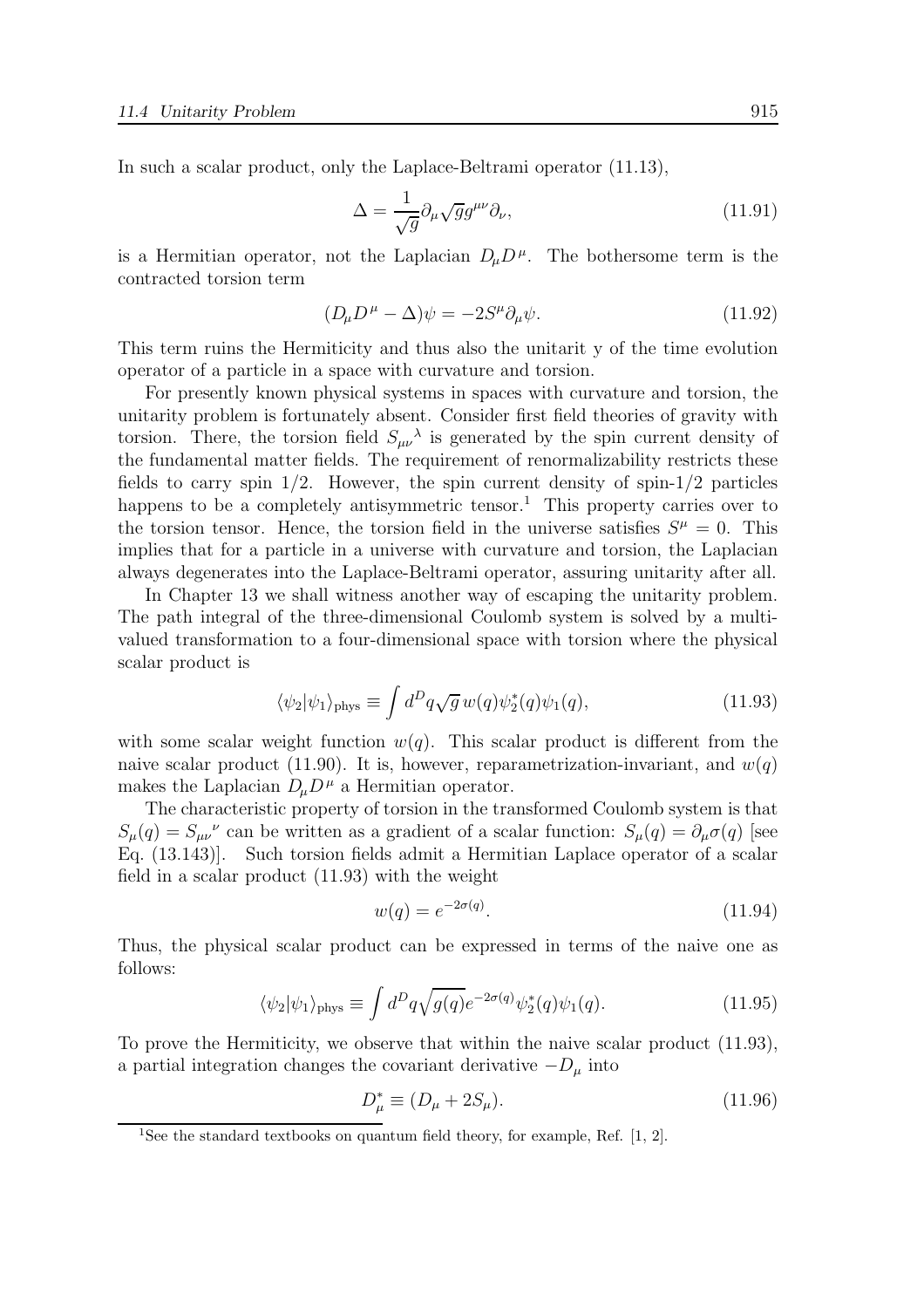In such a scalar product, only the Laplace-Beltrami operator (11.13),

$$\Delta = \frac{1}{\sqrt{g}} \partial_\mu \sqrt{g} g^{\mu\nu} \partial_\nu, \tag{11.91}$$

is a Hermitian operator, not the Laplacian $D_\mu D^\mu$. The bothersome term is the contracted torsion term

$$(D_\mu D^\mu - \Delta)\psi = -2S^\mu \partial_\mu \psi. \tag{11.92}$$

This term ruins the Hermiticity and thus also the unitarit y of the time evolution operator of a particle in a space with curvature and torsion.

For presently known physical systems in spaces with curvature and torsion, the unitarity problem is fortunately absent. Consider first field theories of gravity with torsion. There, the torsion field $S_{\mu\nu}{}^\lambda$ is generated by the spin current density of the fundamental matter fields. The requirement of renormalizability restricts these fields to carry spin 1/2. However, the spin current density of spin-1/2 particles happens to be a completely antisymmetric tensor.[1] This property carries over to the torsion tensor. Hence, the torsion field in the universe satisfies $S^\mu = 0$. This implies that for a particle in a universe with curvature and torsion, the Laplacian always degenerates into the Laplace-Beltrami operator, assuring unitarity after all.

In Chapter 13 we shall witness another way of escaping the unitarity problem. The path integral of the three-dimensional Coulomb system is solved by a multivalued transformation to a four-dimensional space with torsion where the physical scalar product is

$$\langle \psi_2 | \psi_1 \rangle_{\text{phys}} \equiv \int d^D q \sqrt{g}\, w(q) \psi_2^*(q) \psi_1(q), \tag{11.93}$$

with some scalar weight function $w(q)$. This scalar product is different from the naive scalar product (11.90). It is, however, reparametrization-invariant, and $w(q)$ makes the Laplacian $D_\mu D^\mu$ a Hermitian operator.

The characteristic property of torsion in the transformed Coulomb system is that $S_\mu(q) = S_{\mu\nu}{}^\nu$ can be written as a gradient of a scalar function: $S_\mu(q) = \partial_\mu \sigma(q)$ [see Eq. (13.143)]. Such torsion fields admit a Hermitian Laplace operator of a scalar field in a scalar product (11.93) with the weight

$$w(q) = e^{-2\sigma(q)}. \tag{11.94}$$

Thus, the physical scalar product can be expressed in terms of the naive one as follows:

$$\langle \psi_2 | \psi_1 \rangle_{\text{phys}} \equiv \int d^D q \sqrt{g(q)} e^{-2\sigma(q)} \psi_2^*(q) \psi_1(q). \tag{11.95}$$

To prove the Hermiticity, we observe that within the naive scalar product (11.93), a partial integration changes the covariant derivative $-D_\mu$ into

$$D_\mu^* \equiv (D_\mu + 2S_\mu). \tag{11.96}$$

[1] See the standard textbooks on quantum field theory, for example, Ref. [1, 2].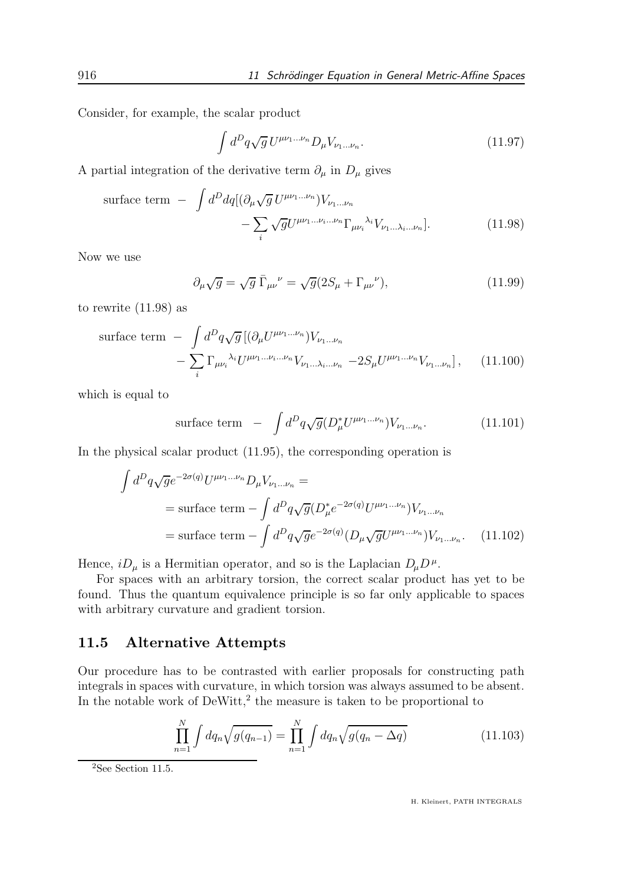Consider, for example, the scalar product

$$\int d^D q \sqrt{g}\, U^{\mu\nu_1\ldots\nu_n} D_\mu V_{\nu_1\ldots\nu_n}. \tag{11.97}$$

A partial integration of the derivative term $\partial_\mu$ in $D_\mu$ gives

$$\begin{aligned}\text{surface term } - \int d^D dq [(\partial_\mu \sqrt{g}\, U^{\mu\nu_1\ldots\nu_n}) V_{\nu_1\ldots\nu_n} \\ - \sum_i \sqrt{g} U^{\mu\nu_1\ldots\nu_i\ldots\nu_n} \Gamma_{\mu\nu_i}{}^{\lambda_i} V_{\nu_1\ldots\lambda_i\ldots\nu_n}].\end{aligned} \tag{11.98}$$

Now we use

$$\partial_\mu \sqrt{g} = \sqrt{g}\, \bar{\Gamma}_{\mu\nu}{}^{\nu} = \sqrt{g}(2S_\mu + \Gamma_{\mu\nu}{}^{\nu}), \tag{11.99}$$

to rewrite (11.98) as

$$\begin{aligned}\text{surface term } - \int d^D q \sqrt{g}\, [(\partial_\mu U^{\mu\nu_1\ldots\nu_n}) V_{\nu_1\ldots\nu_n} \\ - \sum_i \Gamma_{\mu\nu_i}{}^{\lambda_i} U^{\mu\nu_1\ldots\nu_i\ldots\nu_n} V_{\nu_1\ldots\lambda_i\ldots\nu_n} - 2S_\mu U^{\mu\nu_1\ldots\nu_n} V_{\nu_1\ldots\nu_n}],\end{aligned} \tag{11.100}$$

which is equal to

$$\text{surface term } - \int d^D q \sqrt{g} (D_\mu^* U^{\mu\nu_1\ldots\nu_n}) V_{\nu_1\ldots\nu_n}. \tag{11.101}$$

In the physical scalar product (11.95), the corresponding operation is

$$\begin{aligned}\int d^D q \sqrt{g} e^{-2\sigma(q)} U^{\mu\nu_1\ldots\nu_n} D_\mu V_{\nu_1\ldots\nu_n} &= \\ &= \text{surface term} - \int d^D q \sqrt{g} (D_\mu^* e^{-2\sigma(q)} U^{\mu\nu_1\ldots\nu_n}) V_{\nu_1\ldots\nu_n} \\ &= \text{surface term} - \int d^D q \sqrt{g} e^{-2\sigma(q)} (D_\mu \sqrt{g} U^{\mu\nu_1\ldots\nu_n}) V_{\nu_1\ldots\nu_n}.\end{aligned} \tag{11.102}$$

Hence, $iD_\mu$ is a Hermitian operator, and so is the Laplacian $D_\mu D^\mu$.

For spaces with an arbitrary torsion, the correct scalar product has yet to be found. Thus the quantum equivalence principle is so far only applicable to spaces with arbitrary curvature and gradient torsion.

## 11.5 Alternative Attempts

Our procedure has to be contrasted with earlier proposals for constructing path integrals in spaces with curvature, in which torsion was always assumed to be absent. In the notable work of DeWitt,[2] the measure is taken to be proportional to

$$\prod_{n=1}^{N} \int dq_n \sqrt{g(q_{n-1})} = \prod_{n=1}^{N} \int dq_n \sqrt{g(q_n - \Delta q)} \tag{11.103}$$

[2] See Section 11.5.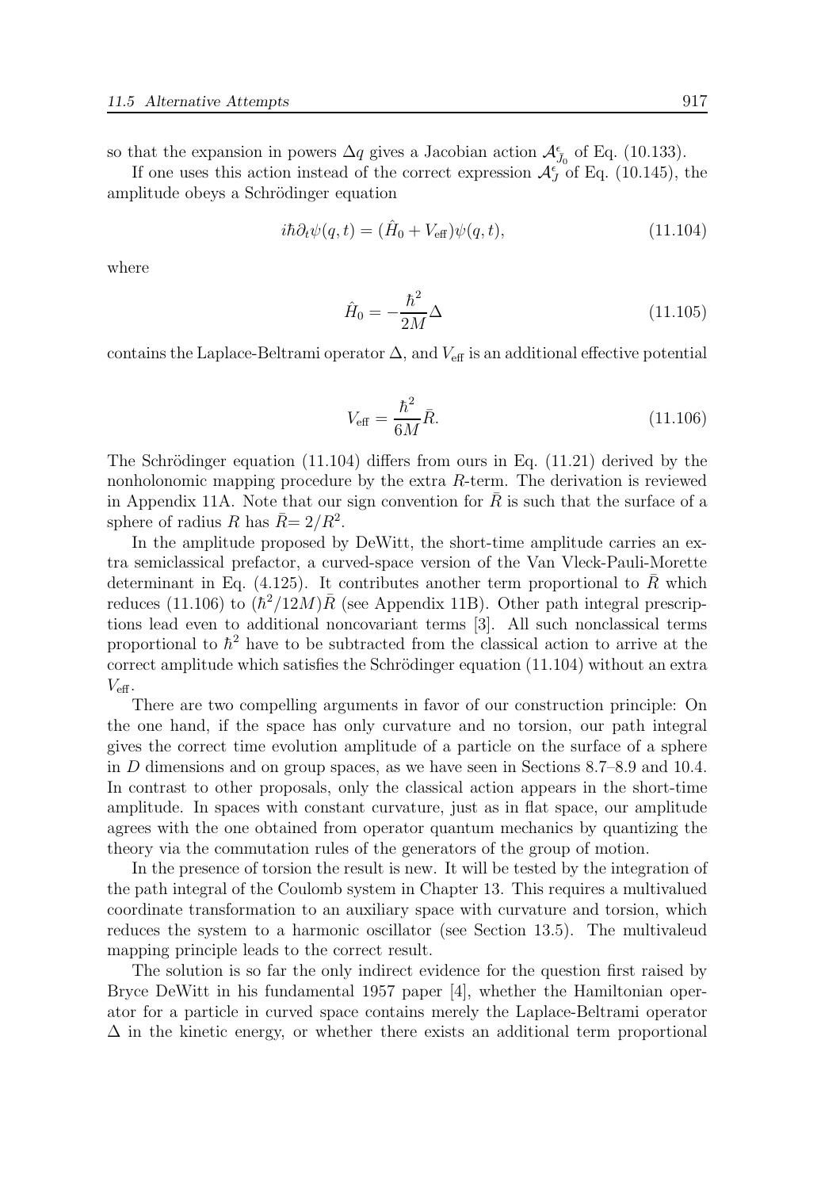so that the expansion in powers $\Delta q$ gives a Jacobian action $\mathcal{A}^{\epsilon}_{\bar{J}_0}$ of Eq. (10.133).

If one uses this action instead of the correct expression $\mathcal{A}^{\epsilon}_{J}$ of Eq. (10.145), the amplitude obeys a Schrödinger equation

$$i\hbar\partial_t\psi(q,t) = (\hat{H}_0 + V_{\rm eff})\psi(q,t), \tag{11.104}$$

where

$$\hat{H}_0 = -\frac{\hbar^2}{2M}\Delta \tag{11.105}$$

contains the Laplace-Beltrami operator $\Delta$, and $V_{\rm eff}$ is an additional effective potential

$$V_{\rm eff} = \frac{\hbar^2}{6M}\bar{R}. \tag{11.106}$$

The Schrödinger equation (11.104) differs from ours in Eq. (11.21) derived by the nonholonomic mapping procedure by the extra $R$-term. The derivation is reviewed in Appendix 11A. Note that our sign convention for $\bar{R}$ is such that the surface of a sphere of radius $R$ has $\bar{R}= 2/R^2$.

In the amplitude proposed by DeWitt, the short-time amplitude carries an extra semiclassical prefactor, a curved-space version of the Van Vleck-Pauli-Morette determinant in Eq. (4.125). It contributes another term proportional to $\bar{R}$ which reduces (11.106) to $(\hbar^2/12M)\bar{R}$ (see Appendix 11B). Other path integral prescriptions lead even to additional noncovariant terms [3]. All such nonclassical terms proportional to $\hbar^2$ have to be subtracted from the classical action to arrive at the correct amplitude which satisfies the Schrödinger equation (11.104) without an extra $V_{\rm eff}$.

There are two compelling arguments in favor of our construction principle: On the one hand, if the space has only curvature and no torsion, our path integral gives the correct time evolution amplitude of a particle on the surface of a sphere in $D$ dimensions and on group spaces, as we have seen in Sections 8.7–8.9 and 10.4. In contrast to other proposals, only the classical action appears in the short-time amplitude. In spaces with constant curvature, just as in flat space, our amplitude agrees with the one obtained from operator quantum mechanics by quantizing the theory via the commutation rules of the generators of the group of motion.

In the presence of torsion the result is new. It will be tested by the integration of the path integral of the Coulomb system in Chapter 13. This requires a multivalued coordinate transformation to an auxiliary space with curvature and torsion, which reduces the system to a harmonic oscillator (see Section 13.5). The multivaleud mapping principle leads to the correct result.

The solution is so far the only indirect evidence for the question first raised by Bryce DeWitt in his fundamental 1957 paper [4], whether the Hamiltonian operator for a particle in curved space contains merely the Laplace-Beltrami operator $\Delta$ in the kinetic energy, or whether there exists an additional term proportional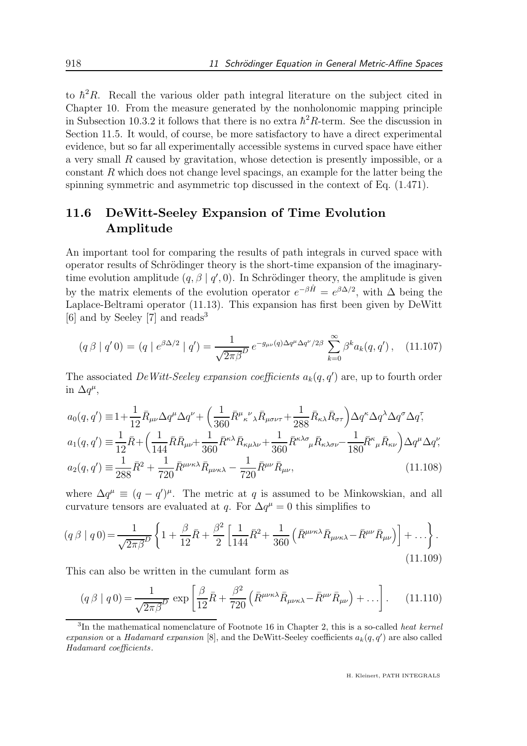to $\hbar^2 R$. Recall the various older path integral literature on the subject cited in Chapter 10. From the measure generated by the nonholonomic mapping principle in Subsection 10.3.2 it follows that there is no extra $\hbar^2 R$-term. See the discussion in Section 11.5. It would, of course, be more satisfactory to have a direct experimental evidence, but so far all experimentally accessible systems in curved space have either a very small $R$ caused by gravitation, whose detection is presently impossible, or a constant $R$ which does not change level spacings, an example for the latter being the spinning symmetric and asymmetric top discussed in the context of Eq. (1.471).

## 11.6 DeWitt-Seeley Expansion of Time Evolution Amplitude

An important tool for comparing the results of path integrals in curved space with operator results of Schrödinger theory is the short-time expansion of the imaginary-time evolution amplitude $(q, \beta \mid q', 0)$. In Schrödinger theory, the amplitude is given by the matrix elements of the evolution operator $e^{-\beta \hat{H}} = e^{\beta \Delta/2}$, with $\Delta$ being the Laplace-Beltrami operator (11.13). This expansion has first been given by DeWitt [6] and by Seeley [7] and reads[3]

$$(q\, \beta \mid q'\, 0) = (q \mid e^{\beta \Delta/2} \mid q') = \frac{1}{\sqrt{2\pi\beta}^D}\, e^{-g_{\mu\nu}(q)\Delta q^\mu \Delta q^\nu/2\beta} \sum_{k=0}^{\infty} \beta^k a_k(q,q')\,, \quad (11.107)$$

The associated *DeWitt-Seeley expansion coefficients* $a_k(q,q')$ are, up to fourth order in $\Delta q^\mu$,

$$\begin{aligned}
a_0(q,q') &\equiv 1+\frac{1}{12}\bar{R}_{\mu\nu}\Delta q^\mu \Delta q^\nu + \left(\frac{1}{360}\bar{R}^{\mu}{}_{\kappa}{}^{\nu}{}_{\lambda}\bar{R}_{\mu\sigma\nu\tau}+\frac{1}{288}\bar{R}_{\kappa\lambda}\bar{R}_{\sigma\tau}\right)\Delta q^\kappa \Delta q^\lambda \Delta q^\sigma \Delta q^\tau,\\
a_1(q,q') &\equiv \frac{1}{12}\bar{R}+\left(\frac{1}{144}\bar{R}\bar{R}_{\mu\nu}+\frac{1}{360}\bar{R}^{\kappa\lambda}\bar{R}_{\kappa\mu\lambda\nu}+\frac{1}{360}\bar{R}^{\kappa\lambda\sigma}{}_{\mu}\bar{R}_{\kappa\lambda\sigma\nu}-\frac{1}{180}\bar{R}^{\kappa}{}_{\mu}\bar{R}_{\kappa\nu}\right)\Delta q^\mu \Delta q^\nu,\\
a_2(q,q') &\equiv \frac{1}{288}\bar{R}^2 + \frac{1}{720}\bar{R}^{\mu\nu\kappa\lambda}\bar{R}_{\mu\nu\kappa\lambda} - \frac{1}{720}\bar{R}^{\mu\nu}\bar{R}_{\mu\nu},
\end{aligned} \quad (11.108)$$

where $\Delta q^\mu \equiv (q-q')^\mu$. The metric at $q$ is assumed to be Minkowskian, and all curvature tensors are evaluated at $q$. For $\Delta q^\mu = 0$ this simplifies to

$$(q\, \beta \mid q\, 0) = \frac{1}{\sqrt{2\pi\beta}^D}\left\{1+\frac{\beta}{12}\bar{R}+\frac{\beta^2}{2}\left[\frac{1}{144}\bar{R}^2+\frac{1}{360}\left(\bar{R}^{\mu\nu\kappa\lambda}\bar{R}_{\mu\nu\kappa\lambda}-\bar{R}^{\mu\nu}\bar{R}_{\mu\nu}\right)\right]+\dots\right\}. \quad (11.109)$$

This can also be written in the cumulant form as

$$(q\, \beta \mid q\, 0) = \frac{1}{\sqrt{2\pi\beta}^D}\, \exp\left[\frac{\beta}{12}\bar{R}+\frac{\beta^2}{720}\left(\bar{R}^{\mu\nu\kappa\lambda}\bar{R}_{\mu\nu\kappa\lambda}-\bar{R}^{\mu\nu}\bar{R}_{\mu\nu}\right)+\dots\right]. \quad (11.110)$$

[3] In the mathematical nomenclature of Footnote 16 in Chapter 2, this is a so-called *heat kernel expansion* or a *Hadamard expansion* [8], and the DeWitt-Seeley coefficients $a_k(q,q')$ are also called *Hadamard coefficients*.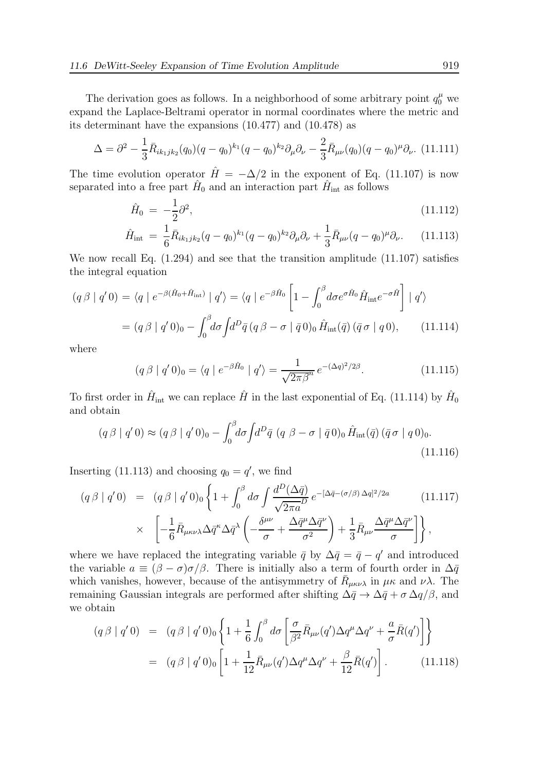The derivation goes as follows. In a neighborhood of some arbitrary point $q_0^\mu$ we expand the Laplace-Beltrami operator in normal coordinates where the metric and its determinant have the expansions (10.477) and (10.478) as

$$\Delta = \partial^2 - \frac{1}{3}\bar{R}_{ik_1jk_2}(q_0)(q-q_0)^{k_1}(q-q_0)^{k_2}\partial_\mu\partial_\nu - \frac{2}{3}\bar{R}_{\mu\nu}(q_0)(q-q_0)^\mu\partial_\nu. \tag{11.111}$$

The time evolution operator $\hat{H} = -\Delta/2$ in the exponent of Eq. (11.107) is now separated into a free part $\hat{H}_0$ and an interaction part $\hat{H}_{\rm int}$ as follows

$$\hat{H}_0 \;=\; -\frac{1}{2}\partial^2, \tag{11.112}$$

$$\hat{H}_{\rm int} \;=\; \frac{1}{6}\bar{R}_{ik_1jk_2}(q-q_0)^{k_1}(q-q_0)^{k_2}\partial_\mu\partial_\nu + \frac{1}{3}\bar{R}_{\mu\nu}(q-q_0)^\mu\partial_\nu. \tag{11.113}$$

We now recall Eq. (1.294) and see that the transition amplitude (11.107) satisfies the integral equation

$$\begin{aligned}(q\,\beta\mid q'\,0) &= \langle q\mid e^{-\beta(\hat{H}_0+\hat{H}_{\rm int})}\mid q'\rangle = \langle q\mid e^{-\beta\hat{H}_0}\left[1-\int_0^\beta d\sigma e^{\sigma\hat{H}_0}\hat{H}_{\rm int}e^{-\sigma\hat{H}}\right]\mid q'\rangle\\ &= (q\,\beta\mid q'\,0)_0 - \int_0^\beta d\sigma\int d^D\bar{q}\,(q\,\beta-\sigma\mid\bar{q}\,0)_0\,\hat{H}_{\rm int}(\bar{q})\,(\bar{q}\,\sigma\mid q\,0),\end{aligned} \tag{11.114}$$

where

$$(q\,\beta\mid q'\,0)_0 = \langle q\mid e^{-\beta\hat{H}_0}\mid q'\rangle = \frac{1}{\sqrt{2\pi\beta}^n}\,e^{-(\Delta q)^2/2\beta}. \tag{11.115}$$

To first order in $\hat{H}_{\rm int}$ we can replace $\hat{H}$ in the last exponential of Eq. (11.114) by $\hat{H}_0$ and obtain

$$(q\,\beta\mid q'\,0)\approx(q\,\beta\mid q'\,0)_0 - \int_0^\beta d\sigma\int d^D\bar{q}\;(q\;\beta-\sigma\mid\bar{q}\,0)_0\,\hat{H}_{\rm int}(\bar{q})\,(\bar{q}\,\sigma\mid q\,0)_0. \tag{11.116}$$

Inserting (11.113) and choosing $q_0 = q'$, we find

$$\begin{aligned}(q\,\beta\mid q'\,0) &= (q\,\beta\mid q'\,0)_0\left\{1+\int_0^\beta d\sigma\int\frac{d^D(\Delta\bar{q})}{\sqrt{2\pi a}^D}\,e^{-[\Delta\bar{q}-(\sigma/\beta)\,\Delta q]^2/2a}\right. \\ &\times\left.\left[-\frac{1}{6}\bar{R}_{\mu\kappa\nu\lambda}\Delta\bar{q}^\kappa\Delta\bar{q}^\lambda\left(-\frac{\delta^{\mu\nu}}{\sigma}+\frac{\Delta\bar{q}^\mu\Delta\bar{q}^\nu}{\sigma^2}\right)+\frac{1}{3}\bar{R}_{\mu\nu}\frac{\Delta\bar{q}^\mu\Delta\bar{q}^\nu}{\sigma}\right]\right\},\end{aligned} \tag{11.117}$$

where we have replaced the integrating variable $\bar{q}$ by $\Delta\bar{q} = \bar{q}-q'$ and introduced the variable $a \equiv (\beta-\sigma)\sigma/\beta$. There is initially also a term of fourth order in $\Delta\bar{q}$ which vanishes, however, because of the antisymmetry of $\bar{R}_{\mu\kappa\nu\lambda}$ in $\mu\kappa$ and $\nu\lambda$. The remaining Gaussian integrals are performed after shifting $\Delta\bar{q}\to\Delta\bar{q}+\sigma\,\Delta q/\beta$, and we obtain

$$\begin{aligned}(q\,\beta\mid q'\,0) &= (q\,\beta\mid q'\,0)_0\left\{1+\frac{1}{6}\int_0^\beta d\sigma\left[\frac{\sigma}{\beta^2}\bar{R}_{\mu\nu}(q')\Delta q^\mu\Delta q^\nu+\frac{a}{\sigma}\bar{R}(q')\right]\right\}\\ &= (q\,\beta\mid q'\,0)_0\left[1+\frac{1}{12}\bar{R}_{\mu\nu}(q')\Delta q^\mu\Delta q^\nu+\frac{\beta}{12}\bar{R}(q')\right].\end{aligned} \tag{11.118}$$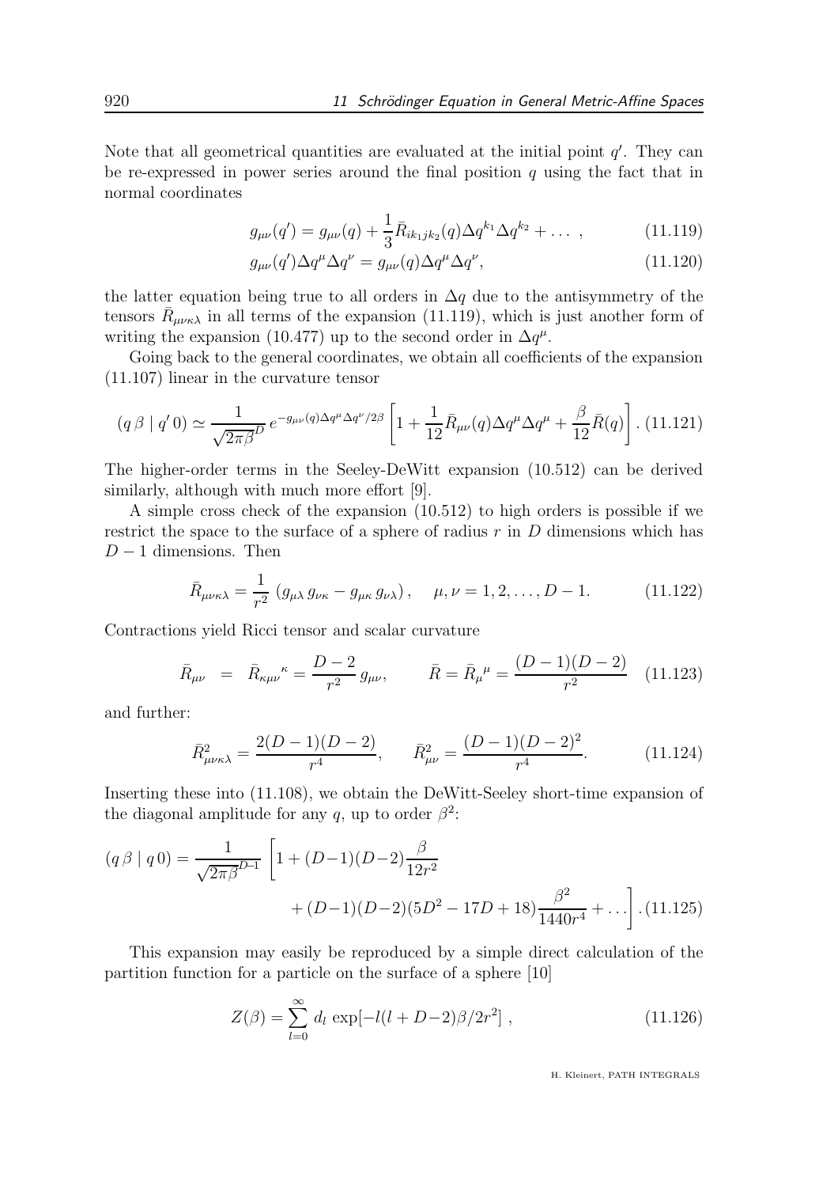Note that all geometrical quantities are evaluated at the initial point $q'$. They can be re-expressed in power series around the final position $q$ using the fact that in normal coordinates

$$g_{\mu\nu}(q') = g_{\mu\nu}(q) + \frac{1}{3}\bar{R}_{ik_1jk_2}(q)\Delta q^{k_1}\Delta q^{k_2} + \dots\ , \tag{11.119}$$

$$g_{\mu\nu}(q')\Delta q^{\mu}\Delta q^{\nu} = g_{\mu\nu}(q)\Delta q^{\mu}\Delta q^{\nu}, \tag{11.120}$$

the latter equation being true to all orders in $\Delta q$ due to the antisymmetry of the tensors $\bar{R}_{\mu\nu\kappa\lambda}$ in all terms of the expansion (11.119), which is just another form of writing the expansion (10.477) up to the second order in $\Delta q^{\mu}$.

Going back to the general coordinates, we obtain all coefficients of the expansion (11.107) linear in the curvature tensor

$$(q\,\beta \mid q'\,0) \simeq \frac{1}{\sqrt{2\pi\beta}^{D}}\, e^{-g_{\mu\nu}(q)\Delta q^{\mu}\Delta q^{\nu}/2\beta}\left[1 + \frac{1}{12}\bar{R}_{\mu\nu}(q)\Delta q^{\mu}\Delta q^{\mu} + \frac{\beta}{12}\bar{R}(q)\right]. \tag{11.121}$$

The higher-order terms in the Seeley-DeWitt expansion (10.512) can be derived similarly, although with much more effort [9].

A simple cross check of the expansion (10.512) to high orders is possible if we restrict the space to the surface of a sphere of radius $r$ in $D$ dimensions which has $D-1$ dimensions. Then

$$\bar{R}_{\mu\nu\kappa\lambda} = \frac{1}{r^2}\left(g_{\mu\lambda}\, g_{\nu\kappa} - g_{\mu\kappa}\, g_{\nu\lambda}\right), \qquad \mu,\nu = 1,2,\dots,D-1. \tag{11.122}$$

Contractions yield Ricci tensor and scalar curvature

$$\bar{R}_{\mu\nu} \;=\; \bar{R}_{\kappa\mu\nu}{}^{\kappa} = \frac{D-2}{r^2}\, g_{\mu\nu}, \qquad \bar{R} = \bar{R}_{\mu}{}^{\mu} = \frac{(D-1)(D-2)}{r^2} \tag{11.123}$$

and further:

$$\bar{R}^2_{\mu\nu\kappa\lambda} = \frac{2(D-1)(D-2)}{r^4}, \qquad \bar{R}^2_{\mu\nu} = \frac{(D-1)(D-2)^2}{r^4}. \tag{11.124}$$

Inserting these into (11.108), we obtain the DeWitt-Seeley short-time expansion of the diagonal amplitude for any $q$, up to order $\beta^2$:

$$(q\,\beta \mid q\,0) = \frac{1}{\sqrt{2\pi\beta}^{D-1}}\left[1 + (D-1)(D-2)\frac{\beta}{12r^2} + (D-1)(D-2)(5D^2-17D+18)\frac{\beta^2}{1440r^4} + \dots\right]. \tag{11.125}$$

This expansion may easily be reproduced by a simple direct calculation of the partition function for a particle on the surface of a sphere [10]

$$Z(\beta) = \sum_{l=0}^{\infty} d_l\, \exp[-l(l+D-2)\beta/2r^2]\ , \tag{11.126}$$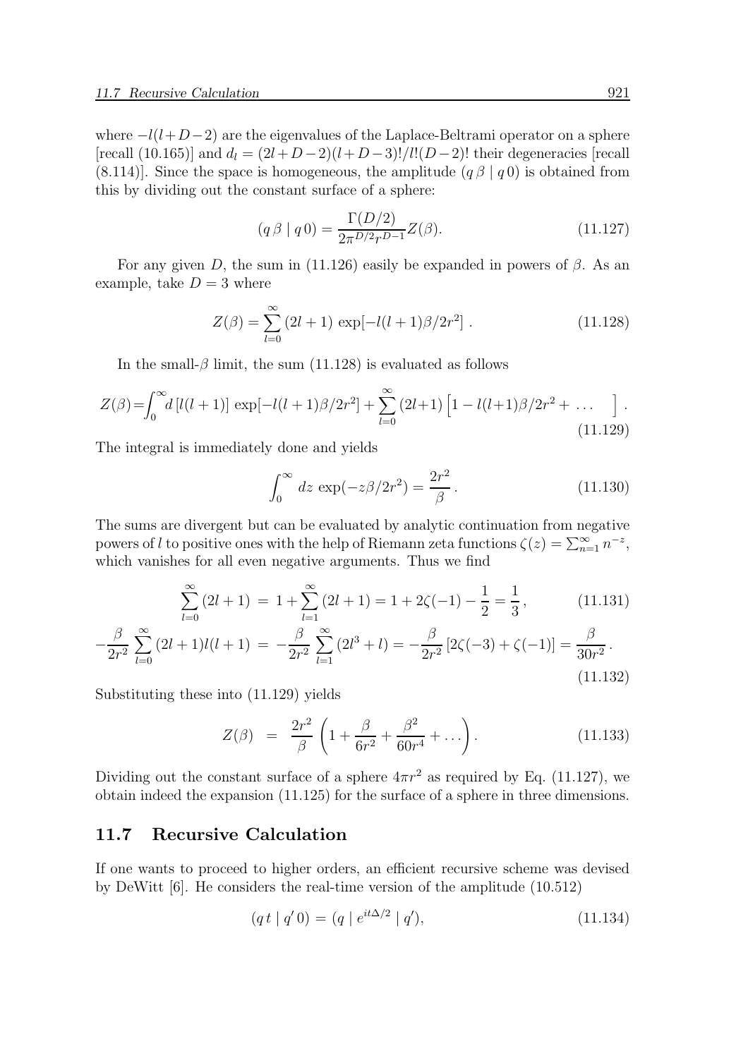where $-l(l+D-2)$ are the eigenvalues of the Laplace-Beltrami operator on a sphere [recall (10.165)] and $d_l = (2l+D-2)(l+D-3)!/l!(D-2)!$ their degeneracies [recall (8.114)]. Since the space is homogeneous, the amplitude $(q\,\beta \mid q\,0)$ is obtained from this by dividing out the constant surface of a sphere:

$$(q\,\beta \mid q\,0) = \frac{\Gamma(D/2)}{2\pi^{D/2}r^{D-1}} Z(\beta). \tag{11.127}$$

For any given $D$, the sum in (11.126) easily be expanded in powers of $\beta$. As an example, take $D = 3$ where

$$Z(\beta) = \sum_{l=0}^{\infty} (2l+1)\, \exp[-l(l+1)\beta/2r^2]\,. \tag{11.128}$$

In the small-$\beta$ limit, the sum (11.128) is evaluated as follows

$$Z(\beta) = \int_0^{\infty} d\,[l(l+1)]\, \exp[-l(l+1)\beta/2r^2] + \sum_{l=0}^{\infty} (2l+1) \left[1 - l(l+1)\beta/2r^2 + \ \dots \quad \right]. \tag{11.129}$$

The integral is immediately done and yields

$$\int_0^{\infty} dz\, \exp(-z\beta/2r^2) = \frac{2r^2}{\beta}\,. \tag{11.130}$$

The sums are divergent but can be evaluated by analytic continuation from negative powers of $l$ to positive ones with the help of Riemann zeta functions $\zeta(z) = \sum_{n=1}^{\infty} n^{-z}$, which vanishes for all even negative arguments. Thus we find

$$\sum_{l=0}^{\infty} (2l+1) \;=\; 1 + \sum_{l=1}^{\infty} (2l+1) = 1 + 2\zeta(-1) - \frac{1}{2} = \frac{1}{3}\,, \tag{11.131}$$

$$-\frac{\beta}{2r^2} \sum_{l=0}^{\infty} (2l+1)l(l+1) \;=\; -\frac{\beta}{2r^2} \sum_{l=1}^{\infty} (2l^3 + l) = -\frac{\beta}{2r^2}\left[2\zeta(-3) + \zeta(-1)\right] = \frac{\beta}{30r^2}\,. \tag{11.132}$$

Substituting these into (11.129) yields

$$Z(\beta) \;=\; \frac{2r^2}{\beta}\left(1 + \frac{\beta}{6r^2} + \frac{\beta^2}{60r^4} + \dots\right). \tag{11.133}$$

Dividing out the constant surface of a sphere $4\pi r^2$ as required by Eq. (11.127), we obtain indeed the expansion (11.125) for the surface of a sphere in three dimensions.

## 11.7 Recursive Calculation

If one wants to proceed to higher orders, an efficient recursive scheme was devised by DeWitt [6]. He considers the real-time version of the amplitude (10.512)

$$(q\,t \mid q'\,0) = (q \mid e^{it\Delta/2} \mid q'), \tag{11.134}$$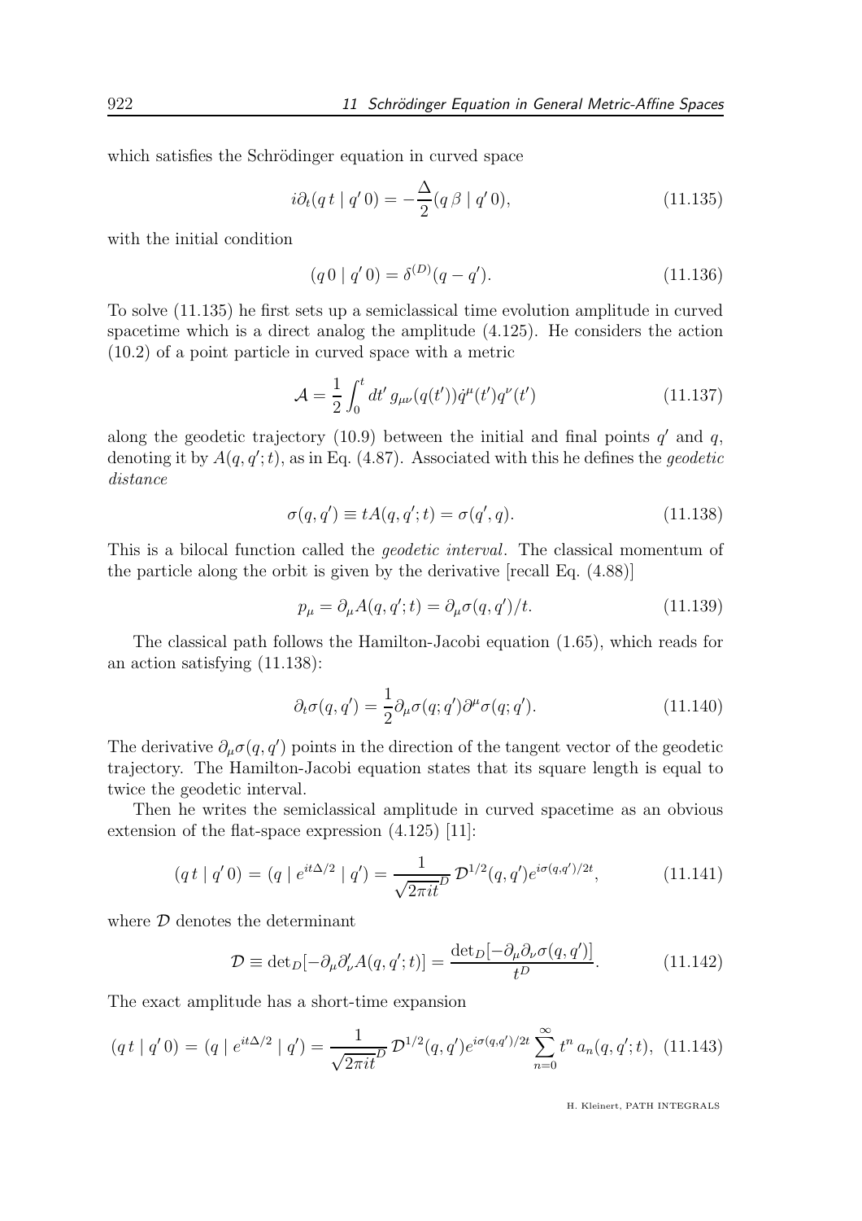which satisfies the Schrödinger equation in curved space

$$i\partial_t(q\,t \mid q'\,0) = -\frac{\Delta}{2}(q\,\beta \mid q'\,0), \tag{11.135}$$

with the initial condition

$$(q\,0 \mid q'\,0) = \delta^{(D)}(q-q'). \tag{11.136}$$

To solve (11.135) he first sets up a semiclassical time evolution amplitude in curved spacetime which is a direct analog the amplitude (4.125). He considers the action (10.2) of a point particle in curved space with a metric

$$\mathcal{A} = \frac{1}{2}\int_0^t dt'\, g_{\mu\nu}(q(t'))\dot{q}^\mu(t')q^\nu(t') \tag{11.137}$$

along the geodetic trajectory (10.9) between the initial and final points $q'$ and $q$, denoting it by $A(q,q';t)$, as in Eq. (4.87). Associated with this he defines the *geodetic distance*

$$\sigma(q,q') \equiv tA(q,q';t) = \sigma(q',q). \tag{11.138}$$

This is a bilocal function called the *geodetic interval*. The classical momentum of the particle along the orbit is given by the derivative [recall Eq. (4.88)]

$$p_\mu = \partial_\mu A(q,q';t) = \partial_\mu\sigma(q,q')/t. \tag{11.139}$$

The classical path follows the Hamilton-Jacobi equation (1.65), which reads for an action satisfying (11.138):

$$\partial_t\sigma(q,q') = \frac{1}{2}\partial_\mu\sigma(q;q')\partial^\mu\sigma(q;q'). \tag{11.140}$$

The derivative $\partial_\mu\sigma(q,q')$ points in the direction of the tangent vector of the geodetic trajectory. The Hamilton-Jacobi equation states that its square length is equal to twice the geodetic interval.

Then he writes the semiclassical amplitude in curved spacetime as an obvious extension of the flat-space expression (4.125) [11]:

$$(q\,t \mid q'\,0) = (q \mid e^{it\Delta/2} \mid q') = \frac{1}{\sqrt{2\pi i t}^D}\,\mathcal{D}^{1/2}(q,q')e^{i\sigma(q,q')/2t}, \tag{11.141}$$

where $\mathcal{D}$ denotes the determinant

$$\mathcal{D} \equiv \det{}_D[-\partial_\mu\partial'_\nu A(q,q';t)] = \frac{\det_D[-\partial_\mu\partial_\nu\sigma(q,q')]}{t^D}. \tag{11.142}$$

The exact amplitude has a short-time expansion

$$(q\,t \mid q'\,0) = (q \mid e^{it\Delta/2} \mid q') = \frac{1}{\sqrt{2\pi i t}^D}\,\mathcal{D}^{1/2}(q,q')e^{i\sigma(q,q')/2t}\sum_{n=0}^{\infty} t^n\,a_n(q,q';t), \tag{11.143}$$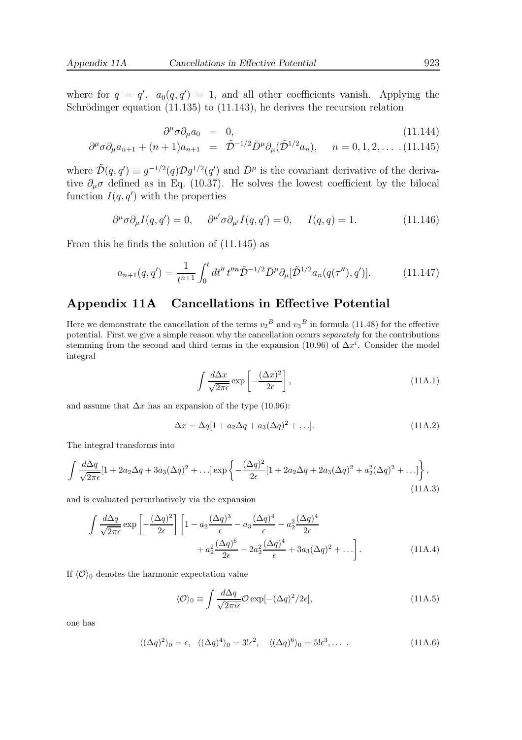where for $q = q'$. $a_0(q, q') = 1$, and all other coefficients vanish. Applying the Schrödinger equation (11.135) to (11.143), he derives the recursion relation

$$\partial^\mu \sigma \partial_\mu a_0 = 0, \tag{11.144}$$

$$\partial^\mu \sigma \partial_\mu a_{n+1} + (n+1) a_{n+1} = \tilde{\mathcal{D}}^{-1/2} \bar{D}^\mu \partial_\mu (\tilde{\mathcal{D}}^{1/2} a_n), \quad n = 0, 1, 2, \ldots \tag{11.145}$$

where $\tilde{\mathcal{D}}(q, q') \equiv g^{-1/2}(q) \mathcal{D} g^{1/2}(q')$ and $\bar{D}^\mu$ is the covariant derivative of the derivative $\partial_\mu \sigma$ defined as in Eq. (10.37). He solves the lowest coefficient by the bilocal function $I(q, q')$ with the properties

$$\partial^\mu \sigma \partial_\mu I(q, q') = 0, \quad \partial^{\mu'} \sigma \partial_{\mu'} I(q, q') = 0, \quad I(q, q) = 1. \tag{11.146}$$

From this he finds the solution of (11.145) as

$$a_{n+1}(q, q') = \frac{1}{t^{n+1}} \int_0^t dt''\, t''^n \tilde{\mathcal{D}}^{-1/2} \bar{D}^\mu \partial_\mu [\tilde{\mathcal{D}}^{1/2} a_n(q(\tau''), q')]. \tag{11.147}$$

## Appendix 11A Cancellations in Effective Potential

Here we demonstrate the cancellation of the terms ${v_2}^B$ and ${v_3}^B$ in formula (11.48) for the effective potential. First we give a simple reason why the cancellation occurs *separately* for the contributions stemming from the second and third terms in the expansion (10.96) of $\Delta x^i$. Consider the model integral

$$\int \frac{d\Delta x}{\sqrt{2\pi\epsilon}} \exp\left[-\frac{(\Delta x)^2}{2\epsilon}\right], \tag{11A.1}$$

and assume that $\Delta x$ has an expansion of the type (10.96):

$$\Delta x = \Delta q[1 + a_2 \Delta q + a_3 (\Delta q)^2 + \ldots]. \tag{11A.2}$$

The integral transforms into

$$\int \frac{d\Delta q}{\sqrt{2\pi\epsilon}} [1 + 2a_2 \Delta q + 3a_3 (\Delta q)^2 + \ldots] \exp\left\{-\frac{(\Delta q)^2}{2\epsilon}[1 + 2a_2 \Delta q + 2a_3 (\Delta q)^2 + a_2^2 (\Delta q)^2 + \ldots]\right\}, \tag{11A.3}$$

and is evaluated perturbatively via the expansion

$$\int \frac{d\Delta q}{\sqrt{2\pi\epsilon}} \exp\left[-\frac{(\Delta q)^2}{2\epsilon}\right] \left[1 - a_2 \frac{(\Delta q)^3}{\epsilon} - a_3 \frac{(\Delta q)^4}{\epsilon} - a_2^2 \frac{(\Delta q)^4}{2\epsilon} + a_2^2 \frac{(\Delta q)^6}{2\epsilon} - 2a_2^2 \frac{(\Delta q)^4}{\epsilon} + 3a_3 (\Delta q)^2 + \ldots\right]. \tag{11A.4}$$

If $\langle \mathcal{O} \rangle_0$ denotes the harmonic expectation value

$$\langle \mathcal{O} \rangle_0 \equiv \int \frac{d\Delta q}{\sqrt{2\pi i\epsilon}} \mathcal{O} \exp[-(\Delta q)^2 / 2\epsilon], \tag{11A.5}$$

one has

$$\langle (\Delta q)^2 \rangle_0 = \epsilon, \quad \langle (\Delta q)^4 \rangle_0 = 3!\epsilon^2, \quad \langle (\Delta q)^6 \rangle_0 = 5!\epsilon^3, \ldots . \tag{11A.6}$$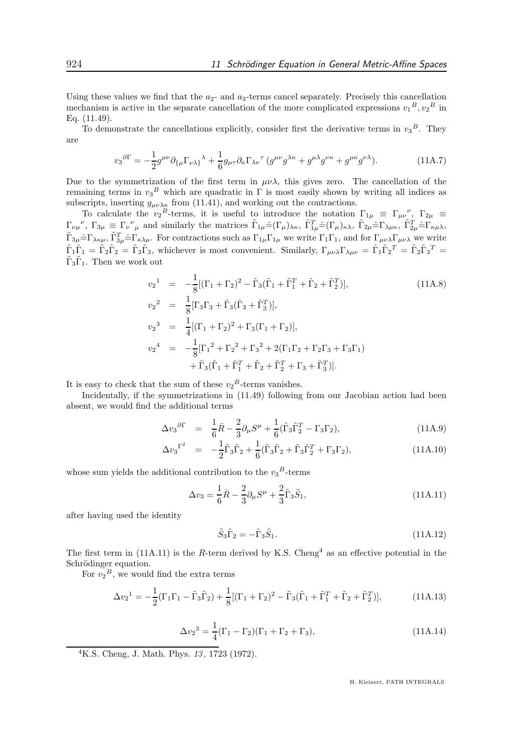Using these values we find that the $a_2$- and $a_3$-terms cancel separately. Precisely this cancellation mechanism is active in the separate cancellation of the more complicated expressions ${v_1}^B, {v_2}^B$ in Eq. (11.49).

To demonstrate the cancellations explicitly, consider first the derivative terms in ${v_3}^B$. They are

$$
{v_3}^{\partial\Gamma} = -\frac{1}{2} g^{\mu\nu}\partial_{\{\mu}{\Gamma_{\nu\lambda\}}}^{\lambda} + \frac{1}{6} g_{\mu\tau}\partial_\kappa {\Gamma_{\lambda\nu}}^{\tau}\,(g^{\mu\nu}g^{\lambda\kappa} + g^{\mu\lambda}g^{\nu\kappa} + g^{\mu\kappa}g^{\nu\lambda}). \tag{11A.7}
$$

Due to the symmetrization of the first term in $\mu\nu\lambda$, this gives zero. The cancellation of the remaining terms in ${v_3}^B$ which are quadratic in $\Gamma$ is most easily shown by writing all indices as subscripts, inserting $g_{\mu\nu\lambda\kappa}$ from (11.41), and working out the contractions.

To calculate the ${v_2}^B$-terms, it is useful to introduce the notation $\Gamma_{1\mu} \equiv {\Gamma_{\mu\nu}}^{\nu}$, $\Gamma_{2\mu} \equiv {\Gamma_{\nu\mu}}^{\nu}$, $\Gamma_{3\mu} \equiv {\Gamma_{\nu}}^{\nu}{}_{\mu}$ and similarly the matrices $\tilde\Gamma_{1\mu} \hat= (\Gamma_\mu)_{\lambda\kappa}$, $\tilde\Gamma^T_{1\mu} \hat= (\Gamma_\mu)_{\kappa\lambda}$, $\tilde\Gamma_{2\mu} \hat= \Gamma_{\lambda\mu\kappa}$, $\tilde\Gamma^T_{2\mu} \hat= \Gamma_{\kappa\mu\lambda}$, $\tilde\Gamma_{3\mu} \hat= \Gamma_{\lambda\kappa\mu}$, $\tilde\Gamma^T_{3\mu} \hat= \Gamma_{\kappa\lambda\mu}$. For contractions such as $\Gamma_{1\mu}\Gamma_{1\mu}$ we write $\Gamma_1\Gamma_1$, and for $\Gamma_{\mu\nu\lambda}\Gamma_{\mu\nu\lambda}$ we write $\tilde\Gamma_1\tilde\Gamma_1 = \tilde\Gamma_2\tilde\Gamma_2 = \tilde\Gamma_3\tilde\Gamma_3$, whichever is most convenient. Similarly, $\Gamma_{\mu\nu\lambda}\Gamma_{\lambda\mu\nu} = \tilde\Gamma_1{\tilde\Gamma_2}^T = \tilde\Gamma_2{\tilde\Gamma_3}^T = \tilde\Gamma_3\tilde\Gamma_1$. Then we work out

$$
\begin{aligned}
{v_2}^1 &= -\frac{1}{8}[(\Gamma_1+\Gamma_2)^2 - \tilde\Gamma_3(\tilde\Gamma_1 + \tilde\Gamma_1^T + \tilde\Gamma_2 + \tilde\Gamma_2^T)], \\
{v_2}^2 &= \frac{1}{8}[\Gamma_3\Gamma_3 + \tilde\Gamma_3(\tilde\Gamma_3 + \tilde\Gamma_3^T)], \\
{v_2}^3 &= \frac{1}{4}[(\Gamma_1+\Gamma_2)^2 + \Gamma_3(\Gamma_1+\Gamma_2)], \\
{v_2}^4 &= -\frac{1}{8}[{\Gamma_1}^2 + {\Gamma_2}^2 + {\Gamma_3}^2 + 2(\Gamma_1\Gamma_2 + \Gamma_2\Gamma_3 + \Gamma_3\Gamma_1) \\
&\qquad + \tilde\Gamma_3(\tilde\Gamma_1 + \tilde\Gamma_1^T + \tilde\Gamma_2 + \tilde\Gamma_2^T + \Gamma_3 + \tilde\Gamma_3^T)].
\end{aligned} \tag{11A.8}
$$

It is easy to check that the sum of these ${v_2}^B$-terms vanishes.

Incidentally, if the symmetrizations in (11.49) following from our Jacobian action had been absent, we would find the additional terms

$$
\Delta {v_3}^{\partial\Gamma} = \frac{1}{6}\bar R - \frac{2}{3}\partial_\mu S^\mu + \frac{1}{6}(\tilde\Gamma_3\tilde\Gamma_2^T - \Gamma_3\Gamma_2), \tag{11A.9}
$$

$$
\Delta {v_3}^{\Gamma^2} = -\frac{1}{2}\tilde\Gamma_3\tilde\Gamma_2 + \frac{1}{6}(\tilde\Gamma_3\tilde\Gamma_2 + \tilde\Gamma_3\tilde\Gamma_2^T + \Gamma_3\Gamma_2), \tag{11A.10}
$$

whose sum yields the additional contribution to the ${v_3}^B$-terms

$$
\Delta v_3 = \frac{1}{6}\bar R - \frac{2}{3}\partial_\mu S^\mu + \frac{2}{3}\tilde\Gamma_3\tilde S_1, \tag{11A.11}
$$

after having used the identity

$$
\tilde S_3\tilde\Gamma_2 = -\tilde\Gamma_3\tilde S_1. \tag{11A.12}
$$

The first term in (11A.11) is the $R$-term derived by K.S. Cheng[4] as an effective potential in the Schrödinger equation.

For ${v_2}^B$, we would find the extra terms

$$
\Delta {v_2}^1 = -\frac{1}{2}(\Gamma_1\Gamma_1 - \tilde\Gamma_3\tilde\Gamma_2) + \frac{1}{8}[(\Gamma_1+\Gamma_2)^2 - \tilde\Gamma_3(\tilde\Gamma_1 + \tilde\Gamma_1^T + \tilde\Gamma_2 + \tilde\Gamma_2^T)], \tag{11A.13}
$$

$$
\Delta {v_2}^3 = \frac{1}{4}(\Gamma_1 - \Gamma_2)(\Gamma_1 + \Gamma_2 + \Gamma_3), \tag{11A.14}
$$

---

[4] K.S. Cheng, J. Math. Phys. *13*, 1723 (1972).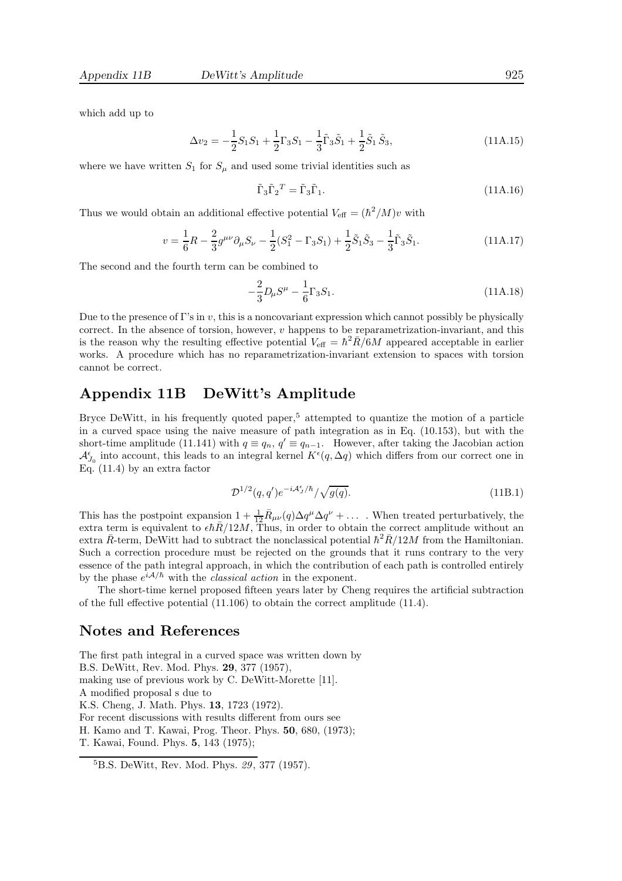which add up to

$$\Delta v_2 = -\frac{1}{2}S_1 S_1 + \frac{1}{2}\Gamma_3 S_1 - \frac{1}{3}\tilde{\Gamma}_3 \tilde{S}_1 + \frac{1}{2}\tilde{S}_1 \tilde{S}_3, \tag{11A.15}$$

where we have written $S_1$ for $S_\mu$ and used some trivial identities such as

$$\tilde{\Gamma}_3 \tilde{\Gamma}_2{}^T = \tilde{\Gamma}_3 \tilde{\Gamma}_1. \tag{11A.16}$$

Thus we would obtain an additional effective potential $V_{\rm eff} = (\hbar^2/M)v$ with

$$v = \frac{1}{6}R - \frac{2}{3}g^{\mu\nu}\partial_\mu S_\nu - \frac{1}{2}(S_1^2 - \Gamma_3 S_1) + \frac{1}{2}\tilde{S}_1 \tilde{S}_3 - \frac{1}{3}\tilde{\Gamma}_3 \tilde{S}_1. \tag{11A.17}$$

The second and the fourth term can be combined to

$$-\frac{2}{3}D_\mu S^\mu - \frac{1}{6}\Gamma_3 S_1. \tag{11A.18}$$

Due to the presence of Γ's in $v$, this is a noncovariant expression which cannot possibly be physically correct. In the absence of torsion, however, $v$ happens to be reparametrization-invariant, and this is the reason why the resulting effective potential $V_{\rm eff} = \hbar^2 \bar{R}/6M$ appeared acceptable in earlier works. A procedure which has no reparametrization-invariant extension to spaces with torsion cannot be correct.

## Appendix 11B DeWitt's Amplitude

Bryce DeWitt, in his frequently quoted paper,[5] attempted to quantize the motion of a particle in a curved space using the naive measure of path integration as in Eq. (10.153), but with the short-time amplitude (11.141) with $q \equiv q_n$, $q' \equiv q_{n-1}$. However, after taking the Jacobian action $\mathcal{A}^\epsilon_{J_0}$ into account, this leads to an integral kernel $K^\epsilon(q, \Delta q)$ which differs from our correct one in Eq. (11.4) by an extra factor

$$\mathcal{D}^{1/2}(q, q')e^{-i\mathcal{A}^\epsilon_J/\hbar}/\sqrt{g(q)}. \tag{11B.1}$$

This has the postpoint expansion $1 + \frac{1}{12}\bar{R}_{\mu\nu}(q)\Delta q^\mu \Delta q^\nu + \dots$ . When treated perturbatively, the extra term is equivalent to $\epsilon\hbar\bar{R}/12M$, Thus, in order to obtain the correct amplitude without an extra $\bar{R}$-term, DeWitt had to subtract the nonclassical potential $\hbar^2\bar{R}/12M$ from the Hamiltonian. Such a correction procedure must be rejected on the grounds that it runs contrary to the very essence of the path integral approach, in which the contribution of each path is controlled entirely by the phase $e^{i\mathcal{A}/\hbar}$ with the *classical action* in the exponent.

The short-time kernel proposed fifteen years later by Cheng requires the artificial subtraction of the full effective potential (11.106) to obtain the correct amplitude (11.4).

## Notes and References

The first path integral in a curved space was written down by
B.S. DeWitt, Rev. Mod. Phys. **29**, 377 (1957),
making use of previous work by C. DeWitt-Morette [11].
A modified proposal s due to
K.S. Cheng, J. Math. Phys. **13**, 1723 (1972).
For recent discussions with results different from ours see
H. Kamo and T. Kawai, Prog. Theor. Phys. **50**, 680, (1973);
T. Kawai, Found. Phys. **5**, 143 (1975);

[5] B.S. DeWitt, Rev. Mod. Phys. *29*, 377 (1957).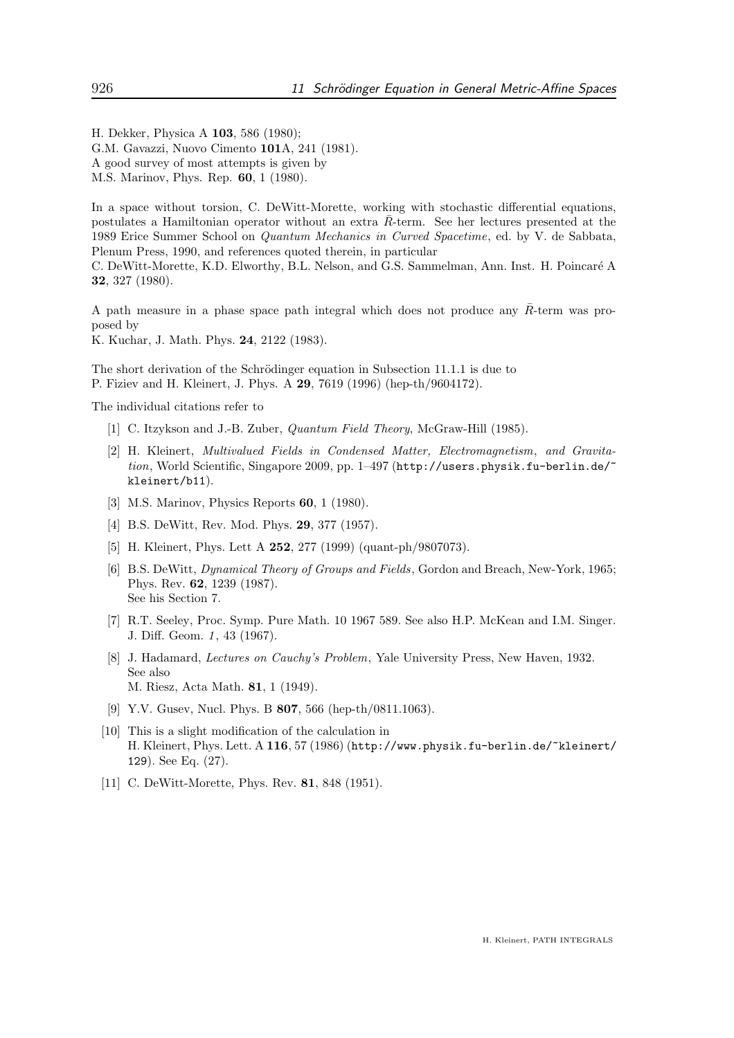H. Dekker, Physica A **103**, 586 (1980);
G.M. Gavazzi, Nuovo Cimento **101**A, 241 (1981).
A good survey of most attempts is given by
M.S. Marinov, Phys. Rep. **60**, 1 (1980).

In a space without torsion, C. DeWitt-Morette, working with stochastic differential equations, postulates a Hamiltonian operator without an extra $\bar{R}$-term. See her lectures presented at the 1989 Erice Summer School on *Quantum Mechanics in Curved Spacetime*, ed. by V. de Sabbata, Plenum Press, 1990, and references quoted therein, in particular
C. DeWitt-Morette, K.D. Elworthy, B.L. Nelson, and G.S. Sammelman, Ann. Inst. H. Poincaré A **32**, 327 (1980).

A path measure in a phase space path integral which does not produce any $\bar{R}$-term was proposed by
K. Kuchar, J. Math. Phys. **24**, 2122 (1983).

The short derivation of the Schrödinger equation in Subsection 11.1.1 is due to
P. Fiziev and H. Kleinert, J. Phys. A **29**, 7619 (1996) (hep-th/9604172).

The individual citations refer to

[1] C. Itzykson and J.-B. Zuber, *Quantum Field Theory*, McGraw-Hill (1985).

[2] H. Kleinert, *Multivalued Fields in Condensed Matter, Electromagnetism, and Gravitation*, World Scientific, Singapore 2009, pp. 1–497 (http://users.physik.fu-berlin.de/~kleinert/b11).

[3] M.S. Marinov, Physics Reports **60**, 1 (1980).

[4] B.S. DeWitt, Rev. Mod. Phys. **29**, 377 (1957).

[5] H. Kleinert, Phys. Lett A **252**, 277 (1999) (quant-ph/9807073).

[6] B.S. DeWitt, *Dynamical Theory of Groups and Fields*, Gordon and Breach, New-York, 1965; Phys. Rev. **62**, 1239 (1987).
See his Section 7.

[7] R.T. Seeley, Proc. Symp. Pure Math. 10 1967 589. See also H.P. McKean and I.M. Singer. J. Diff. Geom. *1*, 43 (1967).

[8] J. Hadamard, *Lectures on Cauchy's Problem*, Yale University Press, New Haven, 1932.
See also
M. Riesz, Acta Math. **81**, 1 (1949).

[9] Y.V. Gusev, Nucl. Phys. B **807**, 566 (hep-th/0811.1063).

[10] This is a slight modification of the calculation in
H. Kleinert, Phys. Lett. A **116**, 57 (1986) (http://www.physik.fu-berlin.de/~kleinert/129). See Eq. (27).

[11] C. DeWitt-Morette, Phys. Rev. **81**, 848 (1951).